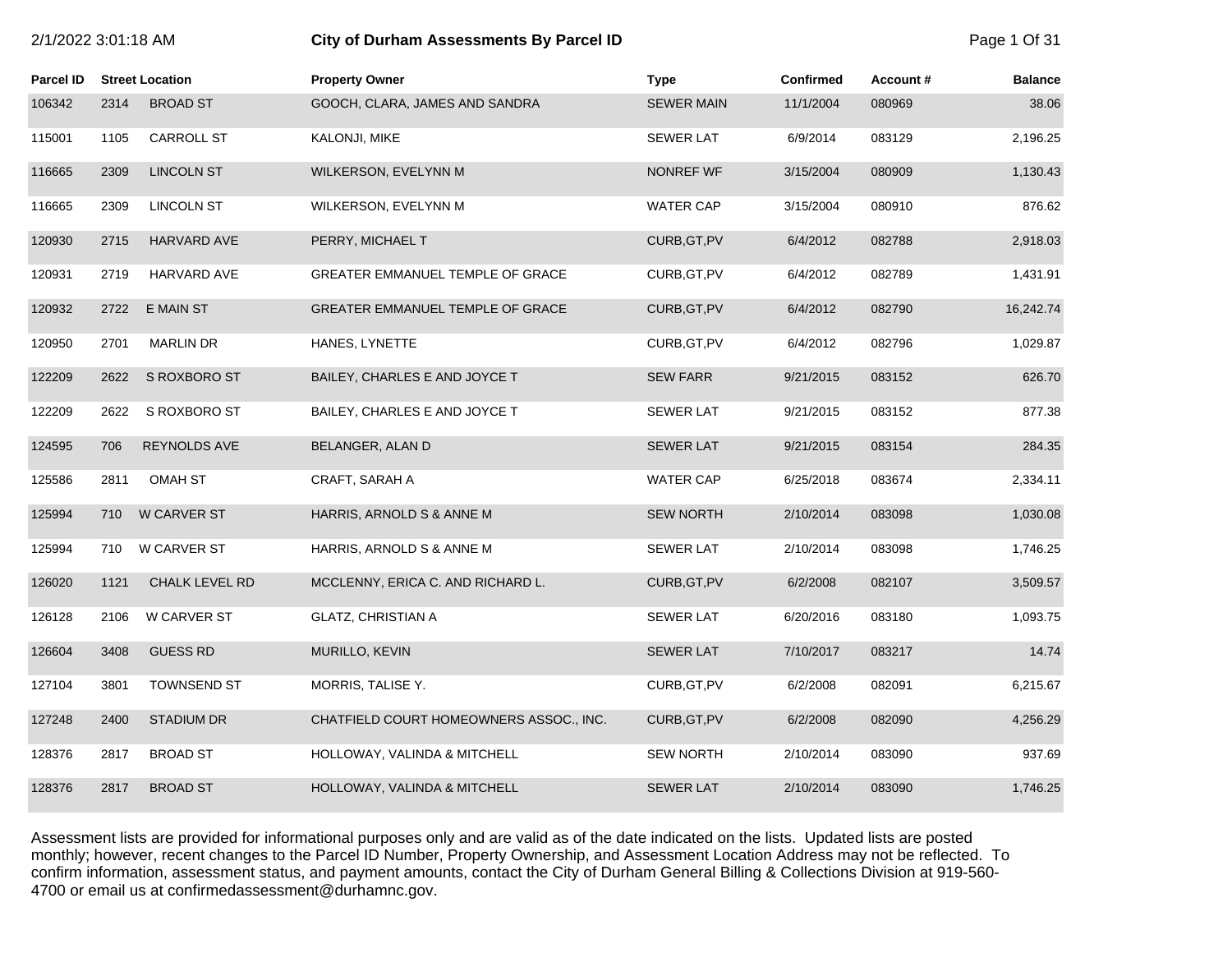# City of Durham Assessments By Parcel ID

2/1/2022 3:01:18 AM

| Parcel ID | Street Location | | Property Owner | Type | Confirmed | Account # | Balance |
|---|---|---|---|---|---|---|---|
| 106342 | 2314 | BROAD ST | GOOCH, CLARA, JAMES AND SANDRA | SEWER MAIN | 11/1/2004 | 080969 | 38.06 |
| 115001 | 1105 | CARROLL ST | KALONJI, MIKE | SEWER LAT | 6/9/2014 | 083129 | 2,196.25 |
| 116665 | 2309 | LINCOLN ST | WILKERSON, EVELYNN M | NONREF WF | 3/15/2004 | 080909 | 1,130.43 |
| 116665 | 2309 | LINCOLN ST | WILKERSON, EVELYNN M | WATER CAP | 3/15/2004 | 080910 | 876.62 |
| 120930 | 2715 | HARVARD AVE | PERRY, MICHAEL T | CURB,GT,PV | 6/4/2012 | 082788 | 2,918.03 |
| 120931 | 2719 | HARVARD AVE | GREATER EMMANUEL TEMPLE OF GRACE | CURB,GT,PV | 6/4/2012 | 082789 | 1,431.91 |
| 120932 | 2722 | E MAIN ST | GREATER EMMANUEL TEMPLE OF GRACE | CURB,GT,PV | 6/4/2012 | 082790 | 16,242.74 |
| 120950 | 2701 | MARLIN DR | HANES, LYNETTE | CURB,GT,PV | 6/4/2012 | 082796 | 1,029.87 |
| 122209 | 2622 | S ROXBORO ST | BAILEY, CHARLES E AND JOYCE T | SEW FARR | 9/21/2015 | 083152 | 626.70 |
| 122209 | 2622 | S ROXBORO ST | BAILEY, CHARLES E AND JOYCE T | SEWER LAT | 9/21/2015 | 083152 | 877.38 |
| 124595 | 706 | REYNOLDS AVE | BELANGER, ALAN D | SEWER LAT | 9/21/2015 | 083154 | 284.35 |
| 125586 | 2811 | OMAH ST | CRAFT, SARAH A | WATER CAP | 6/25/2018 | 083674 | 2,334.11 |
| 125994 | 710 | W CARVER ST | HARRIS, ARNOLD S & ANNE M | SEW NORTH | 2/10/2014 | 083098 | 1,030.08 |
| 125994 | 710 | W CARVER ST | HARRIS, ARNOLD S & ANNE M | SEWER LAT | 2/10/2014 | 083098 | 1,746.25 |
| 126020 | 1121 | CHALK LEVEL RD | MCCLENNY, ERICA C. AND RICHARD L. | CURB,GT,PV | 6/2/2008 | 082107 | 3,509.57 |
| 126128 | 2106 | W CARVER ST | GLATZ, CHRISTIAN A | SEWER LAT | 6/20/2016 | 083180 | 1,093.75 |
| 126604 | 3408 | GUESS RD | MURILLO, KEVIN | SEWER LAT | 7/10/2017 | 083217 | 14.74 |
| 127104 | 3801 | TOWNSEND ST | MORRIS, TALISE Y. | CURB,GT,PV | 6/2/2008 | 082091 | 6,215.67 |
| 127248 | 2400 | STADIUM DR | CHATFIELD COURT HOMEOWNERS ASSOC., INC. | CURB,GT,PV | 6/2/2008 | 082090 | 4,256.29 |
| 128376 | 2817 | BROAD ST | HOLLOWAY, VALINDA & MITCHELL | SEW NORTH | 2/10/2014 | 083090 | 937.69 |
| 128376 | 2817 | BROAD ST | HOLLOWAY, VALINDA & MITCHELL | SEWER LAT | 2/10/2014 | 083090 | 1,746.25 |

Assessment lists are provided for informational purposes only and are valid as of the date indicated on the lists. Updated lists are posted monthly; however, recent changes to the Parcel ID Number, Property Ownership, and Assessment Location Address may not be reflected. To confirm information, assessment status, and payment amounts, contact the City of Durham General Billing & Collections Division at 919-560-4700 or email us at confirmedassessment@durhamnc.gov.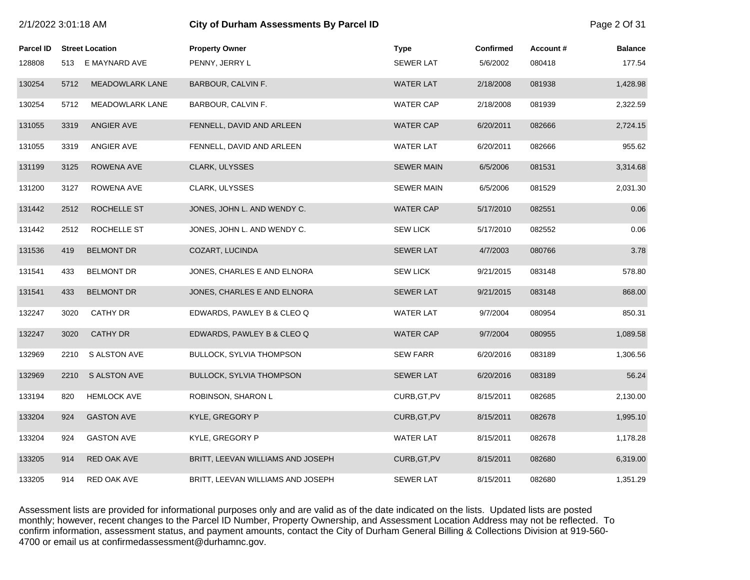| Parcel ID | Street Location | Property Owner | Type | Confirmed | Account # | Balance |
|---|---|---|---|---|---|---|
| 128808 | 513 E MAYNARD AVE | PENNY, JERRY L | SEWER LAT | 5/6/2002 | 080418 | 177.54 |
| 130254 | 5712 MEADOWLARK LANE | BARBOUR, CALVIN F. | WATER LAT | 2/18/2008 | 081938 | 1,428.98 |
| 130254 | 5712 MEADOWLARK LANE | BARBOUR, CALVIN F. | WATER CAP | 2/18/2008 | 081939 | 2,322.59 |
| 131055 | 3319 ANGIER AVE | FENNELL, DAVID AND ARLEEN | WATER CAP | 6/20/2011 | 082666 | 2,724.15 |
| 131055 | 3319 ANGIER AVE | FENNELL, DAVID AND ARLEEN | WATER LAT | 6/20/2011 | 082666 | 955.62 |
| 131199 | 3125 ROWENA AVE | CLARK, ULYSSES | SEWER MAIN | 6/5/2006 | 081531 | 3,314.68 |
| 131200 | 3127 ROWENA AVE | CLARK, ULYSSES | SEWER MAIN | 6/5/2006 | 081529 | 2,031.30 |
| 131442 | 2512 ROCHELLE ST | JONES, JOHN L. AND WENDY C. | WATER CAP | 5/17/2010 | 082551 | 0.06 |
| 131442 | 2512 ROCHELLE ST | JONES, JOHN L. AND WENDY C. | SEW LICK | 5/17/2010 | 082552 | 0.06 |
| 131536 | 419 BELMONT DR | COZART, LUCINDA | SEWER LAT | 4/7/2003 | 080766 | 3.78 |
| 131541 | 433 BELMONT DR | JONES, CHARLES E AND ELNORA | SEW LICK | 9/21/2015 | 083148 | 578.80 |
| 131541 | 433 BELMONT DR | JONES, CHARLES E AND ELNORA | SEWER LAT | 9/21/2015 | 083148 | 868.00 |
| 132247 | 3020 CATHY DR | EDWARDS, PAWLEY B & CLEO Q | WATER LAT | 9/7/2004 | 080954 | 850.31 |
| 132247 | 3020 CATHY DR | EDWARDS, PAWLEY B & CLEO Q | WATER CAP | 9/7/2004 | 080955 | 1,089.58 |
| 132969 | 2210 S ALSTON AVE | BULLOCK, SYLVIA THOMPSON | SEW FARR | 6/20/2016 | 083189 | 1,306.56 |
| 132969 | 2210 S ALSTON AVE | BULLOCK, SYLVIA THOMPSON | SEWER LAT | 6/20/2016 | 083189 | 56.24 |
| 133194 | 820 HEMLOCK AVE | ROBINSON, SHARON L | CURB,GT,PV | 8/15/2011 | 082685 | 2,130.00 |
| 133204 | 924 GASTON AVE | KYLE, GREGORY P | CURB,GT,PV | 8/15/2011 | 082678 | 1,995.10 |
| 133204 | 924 GASTON AVE | KYLE, GREGORY P | WATER LAT | 8/15/2011 | 082678 | 1,178.28 |
| 133205 | 914 RED OAK AVE | BRITT, LEEVAN WILLIAMS AND JOSEPH | CURB,GT,PV | 8/15/2011 | 082680 | 6,319.00 |
| 133205 | 914 RED OAK AVE | BRITT, LEEVAN WILLIAMS AND JOSEPH | SEWER LAT | 8/15/2011 | 082680 | 1,351.29 |

Assessment lists are provided for informational purposes only and are valid as of the date indicated on the lists. Updated lists are posted monthly; however, recent changes to the Parcel ID Number, Property Ownership, and Assessment Location Address may not be reflected. To confirm information, assessment status, and payment amounts, contact the City of Durham General Billing & Collections Division at 919-560-4700 or email us at confirmedassessment@durhamnc.gov.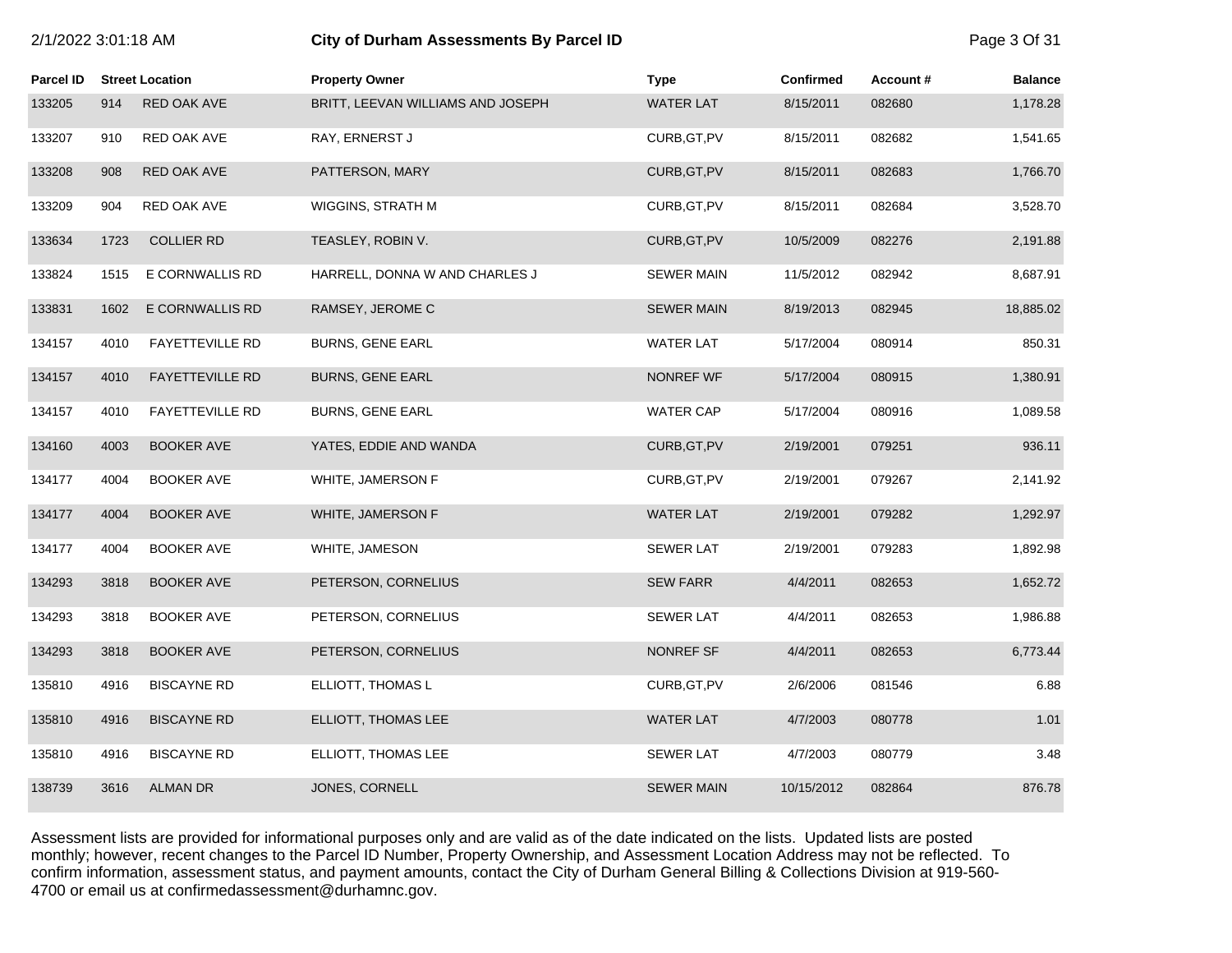| Parcel ID | Street Location | | Property Owner | Type | Confirmed | Account # | Balance |
|---|---|---|---|---|---|---|---|
| 133205 | 914 | RED OAK AVE | BRITT, LEEVAN WILLIAMS AND JOSEPH | WATER LAT | 8/15/2011 | 082680 | 1,178.28 |
| 133207 | 910 | RED OAK AVE | RAY, ERNERST J | CURB,GT,PV | 8/15/2011 | 082682 | 1,541.65 |
| 133208 | 908 | RED OAK AVE | PATTERSON, MARY | CURB,GT,PV | 8/15/2011 | 082683 | 1,766.70 |
| 133209 | 904 | RED OAK AVE | WIGGINS, STRATH M | CURB,GT,PV | 8/15/2011 | 082684 | 3,528.70 |
| 133634 | 1723 | COLLIER RD | TEASLEY, ROBIN V. | CURB,GT,PV | 10/5/2009 | 082276 | 2,191.88 |
| 133824 | 1515 | E CORNWALLIS RD | HARRELL, DONNA W AND CHARLES J | SEWER MAIN | 11/5/2012 | 082942 | 8,687.91 |
| 133831 | 1602 | E CORNWALLIS RD | RAMSEY, JEROME C | SEWER MAIN | 8/19/2013 | 082945 | 18,885.02 |
| 134157 | 4010 | FAYETTEVILLE RD | BURNS, GENE EARL | WATER LAT | 5/17/2004 | 080914 | 850.31 |
| 134157 | 4010 | FAYETTEVILLE RD | BURNS, GENE EARL | NONREF WF | 5/17/2004 | 080915 | 1,380.91 |
| 134157 | 4010 | FAYETTEVILLE RD | BURNS, GENE EARL | WATER CAP | 5/17/2004 | 080916 | 1,089.58 |
| 134160 | 4003 | BOOKER AVE | YATES, EDDIE AND WANDA | CURB,GT,PV | 2/19/2001 | 079251 | 936.11 |
| 134177 | 4004 | BOOKER AVE | WHITE, JAMERSON F | CURB,GT,PV | 2/19/2001 | 079267 | 2,141.92 |
| 134177 | 4004 | BOOKER AVE | WHITE, JAMERSON F | WATER LAT | 2/19/2001 | 079282 | 1,292.97 |
| 134177 | 4004 | BOOKER AVE | WHITE, JAMESON | SEWER LAT | 2/19/2001 | 079283 | 1,892.98 |
| 134293 | 3818 | BOOKER AVE | PETERSON, CORNELIUS | SEW FARR | 4/4/2011 | 082653 | 1,652.72 |
| 134293 | 3818 | BOOKER AVE | PETERSON, CORNELIUS | SEWER LAT | 4/4/2011 | 082653 | 1,986.88 |
| 134293 | 3818 | BOOKER AVE | PETERSON, CORNELIUS | NONREF SF | 4/4/2011 | 082653 | 6,773.44 |
| 135810 | 4916 | BISCAYNE RD | ELLIOTT, THOMAS L | CURB,GT,PV | 2/6/2006 | 081546 | 6.88 |
| 135810 | 4916 | BISCAYNE RD | ELLIOTT, THOMAS LEE | WATER LAT | 4/7/2003 | 080778 | 1.01 |
| 135810 | 4916 | BISCAYNE RD | ELLIOTT, THOMAS LEE | SEWER LAT | 4/7/2003 | 080779 | 3.48 |
| 138739 | 3616 | ALMAN DR | JONES, CORNELL | SEWER MAIN | 10/15/2012 | 082864 | 876.78 |

Assessment lists are provided for informational purposes only and are valid as of the date indicated on the lists. Updated lists are posted monthly; however, recent changes to the Parcel ID Number, Property Ownership, and Assessment Location Address may not be reflected. To confirm information, assessment status, and payment amounts, contact the City of Durham General Billing & Collections Division at 919-560-4700 or email us at confirmedassessment@durhamnc.gov.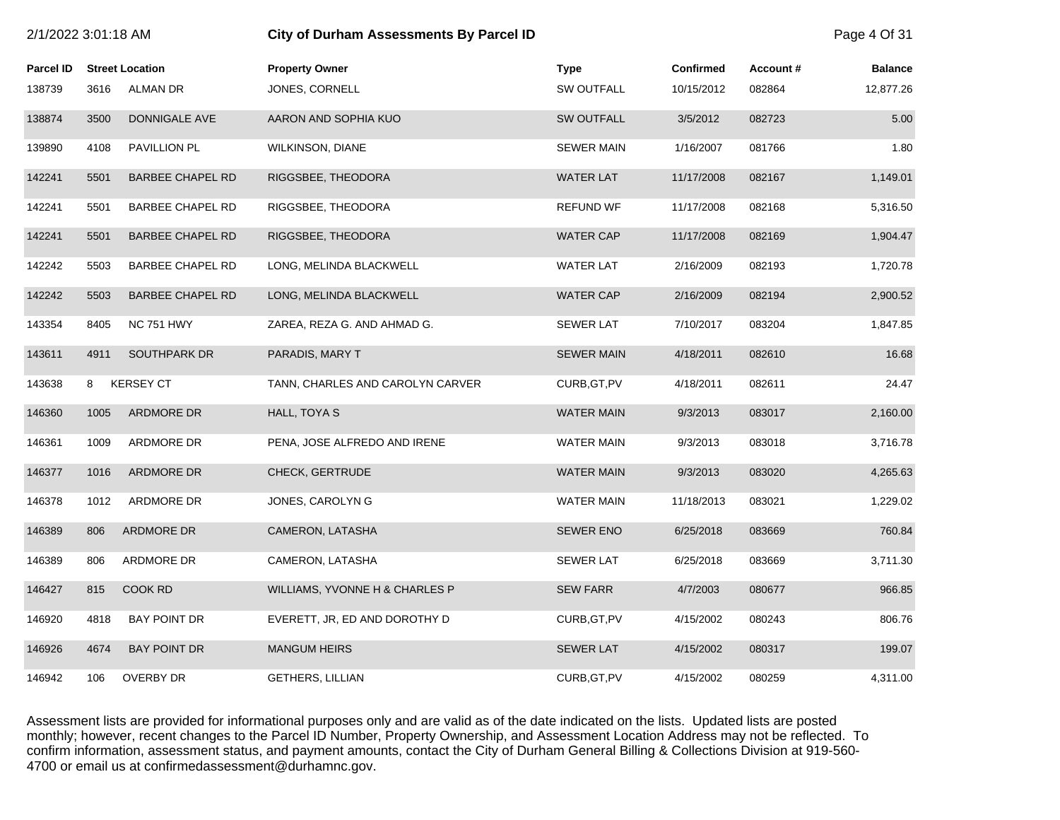| Parcel ID | Street Location | | Property Owner | Type | Confirmed | Account # | Balance |
|---|---|---|---|---|---|---|---|
| 138739 | 3616 | ALMAN DR | JONES, CORNELL | SW OUTFALL | 10/15/2012 | 082864 | 12,877.26 |
| 138874 | 3500 | DONNIGALE AVE | AARON AND SOPHIA KUO | SW OUTFALL | 3/5/2012 | 082723 | 5.00 |
| 139890 | 4108 | PAVILLION PL | WILKINSON, DIANE | SEWER MAIN | 1/16/2007 | 081766 | 1.80 |
| 142241 | 5501 | BARBEE CHAPEL RD | RIGGSBEE, THEODORA | WATER LAT | 11/17/2008 | 082167 | 1,149.01 |
| 142241 | 5501 | BARBEE CHAPEL RD | RIGGSBEE, THEODORA | REFUND WF | 11/17/2008 | 082168 | 5,316.50 |
| 142241 | 5501 | BARBEE CHAPEL RD | RIGGSBEE, THEODORA | WATER CAP | 11/17/2008 | 082169 | 1,904.47 |
| 142242 | 5503 | BARBEE CHAPEL RD | LONG, MELINDA BLACKWELL | WATER LAT | 2/16/2009 | 082193 | 1,720.78 |
| 142242 | 5503 | BARBEE CHAPEL RD | LONG, MELINDA BLACKWELL | WATER CAP | 2/16/2009 | 082194 | 2,900.52 |
| 143354 | 8405 | NC 751 HWY | ZAREA, REZA G. AND AHMAD G. | SEWER LAT | 7/10/2017 | 083204 | 1,847.85 |
| 143611 | 4911 | SOUTHPARK DR | PARADIS, MARY T | SEWER MAIN | 4/18/2011 | 082610 | 16.68 |
| 143638 | 8 | KERSEY CT | TANN, CHARLES AND CAROLYN CARVER | CURB,GT,PV | 4/18/2011 | 082611 | 24.47 |
| 146360 | 1005 | ARDMORE DR | HALL, TOYA S | WATER MAIN | 9/3/2013 | 083017 | 2,160.00 |
| 146361 | 1009 | ARDMORE DR | PENA, JOSE ALFREDO AND IRENE | WATER MAIN | 9/3/2013 | 083018 | 3,716.78 |
| 146377 | 1016 | ARDMORE DR | CHECK, GERTRUDE | WATER MAIN | 9/3/2013 | 083020 | 4,265.63 |
| 146378 | 1012 | ARDMORE DR | JONES, CAROLYN G | WATER MAIN | 11/18/2013 | 083021 | 1,229.02 |
| 146389 | 806 | ARDMORE DR | CAMERON, LATASHA | SEWER ENO | 6/25/2018 | 083669 | 760.84 |
| 146389 | 806 | ARDMORE DR | CAMERON, LATASHA | SEWER LAT | 6/25/2018 | 083669 | 3,711.30 |
| 146427 | 815 | COOK RD | WILLIAMS, YVONNE H & CHARLES P | SEW FARR | 4/7/2003 | 080677 | 966.85 |
| 146920 | 4818 | BAY POINT DR | EVERETT, JR, ED AND DOROTHY D | CURB,GT,PV | 4/15/2002 | 080243 | 806.76 |
| 146926 | 4674 | BAY POINT DR | MANGUM HEIRS | SEWER LAT | 4/15/2002 | 080317 | 199.07 |
| 146942 | 106 | OVERBY DR | GETHERS, LILLIAN | CURB,GT,PV | 4/15/2002 | 080259 | 4,311.00 |

Assessment lists are provided for informational purposes only and are valid as of the date indicated on the lists. Updated lists are posted monthly; however, recent changes to the Parcel ID Number, Property Ownership, and Assessment Location Address may not be reflected. To confirm information, assessment status, and payment amounts, contact the City of Durham General Billing & Collections Division at 919-560-4700 or email us at confirmedassessment@durhamnc.gov.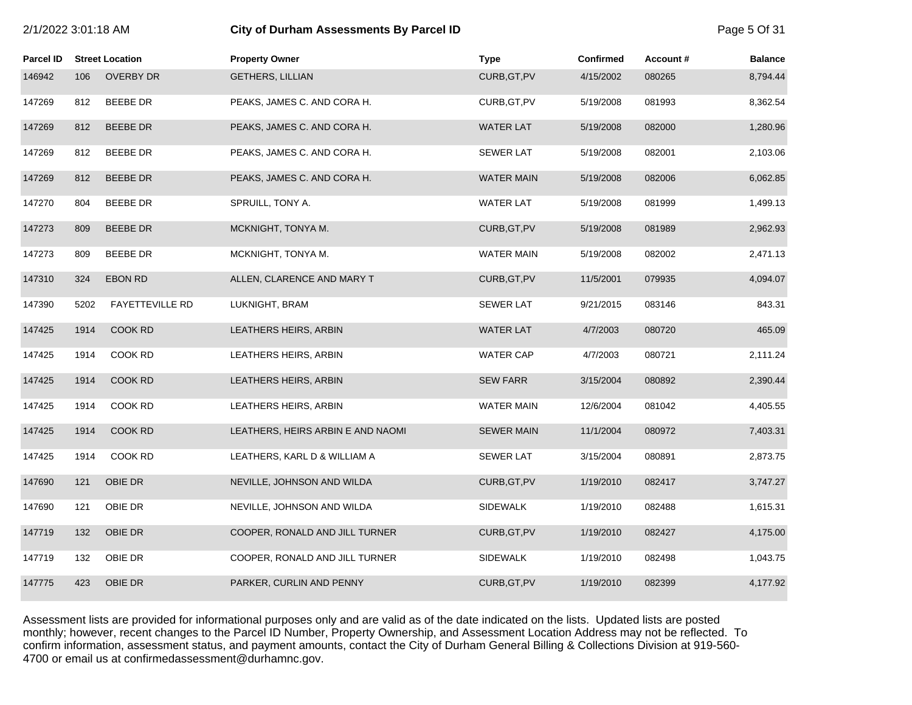| Parcel ID | Street Location | | Property Owner | Type | Confirmed | Account # | Balance |
|---|---|---|---|---|---|---|---|
| 146942 | 106 | OVERBY DR | GETHERS, LILLIAN | CURB,GT,PV | 4/15/2002 | 080265 | 8,794.44 |
| 147269 | 812 | BEEBE DR | PEAKS, JAMES C. AND CORA H. | CURB,GT,PV | 5/19/2008 | 081993 | 8,362.54 |
| 147269 | 812 | BEEBE DR | PEAKS, JAMES C. AND CORA H. | WATER LAT | 5/19/2008 | 082000 | 1,280.96 |
| 147269 | 812 | BEEBE DR | PEAKS, JAMES C. AND CORA H. | SEWER LAT | 5/19/2008 | 082001 | 2,103.06 |
| 147269 | 812 | BEEBE DR | PEAKS, JAMES C. AND CORA H. | WATER MAIN | 5/19/2008 | 082006 | 6,062.85 |
| 147270 | 804 | BEEBE DR | SPRUILL, TONY A. | WATER LAT | 5/19/2008 | 081999 | 1,499.13 |
| 147273 | 809 | BEEBE DR | MCKNIGHT, TONYA M. | CURB,GT,PV | 5/19/2008 | 081989 | 2,962.93 |
| 147273 | 809 | BEEBE DR | MCKNIGHT, TONYA M. | WATER MAIN | 5/19/2008 | 082002 | 2,471.13 |
| 147310 | 324 | EBON RD | ALLEN, CLARENCE AND MARY T | CURB,GT,PV | 11/5/2001 | 079935 | 4,094.07 |
| 147390 | 5202 | FAYETTEVILLE RD | LUKNIGHT, BRAM | SEWER LAT | 9/21/2015 | 083146 | 843.31 |
| 147425 | 1914 | COOK RD | LEATHERS HEIRS, ARBIN | WATER LAT | 4/7/2003 | 080720 | 465.09 |
| 147425 | 1914 | COOK RD | LEATHERS HEIRS, ARBIN | WATER CAP | 4/7/2003 | 080721 | 2,111.24 |
| 147425 | 1914 | COOK RD | LEATHERS HEIRS, ARBIN | SEW FARR | 3/15/2004 | 080892 | 2,390.44 |
| 147425 | 1914 | COOK RD | LEATHERS HEIRS, ARBIN | WATER MAIN | 12/6/2004 | 081042 | 4,405.55 |
| 147425 | 1914 | COOK RD | LEATHERS, HEIRS ARBIN E AND NAOMI | SEWER MAIN | 11/1/2004 | 080972 | 7,403.31 |
| 147425 | 1914 | COOK RD | LEATHERS, KARL D & WILLIAM A | SEWER LAT | 3/15/2004 | 080891 | 2,873.75 |
| 147690 | 121 | OBIE DR | NEVILLE, JOHNSON AND WILDA | CURB,GT,PV | 1/19/2010 | 082417 | 3,747.27 |
| 147690 | 121 | OBIE DR | NEVILLE, JOHNSON AND WILDA | SIDEWALK | 1/19/2010 | 082488 | 1,615.31 |
| 147719 | 132 | OBIE DR | COOPER, RONALD AND JILL TURNER | CURB,GT,PV | 1/19/2010 | 082427 | 4,175.00 |
| 147719 | 132 | OBIE DR | COOPER, RONALD AND JILL TURNER | SIDEWALK | 1/19/2010 | 082498 | 1,043.75 |
| 147775 | 423 | OBIE DR | PARKER, CURLIN AND PENNY | CURB,GT,PV | 1/19/2010 | 082399 | 4,177.92 |

Assessment lists are provided for informational purposes only and are valid as of the date indicated on the lists. Updated lists are posted monthly; however, recent changes to the Parcel ID Number, Property Ownership, and Assessment Location Address may not be reflected. To confirm information, assessment status, and payment amounts, contact the City of Durham General Billing & Collections Division at 919-560-4700 or email us at confirmedassessment@durhamnc.gov.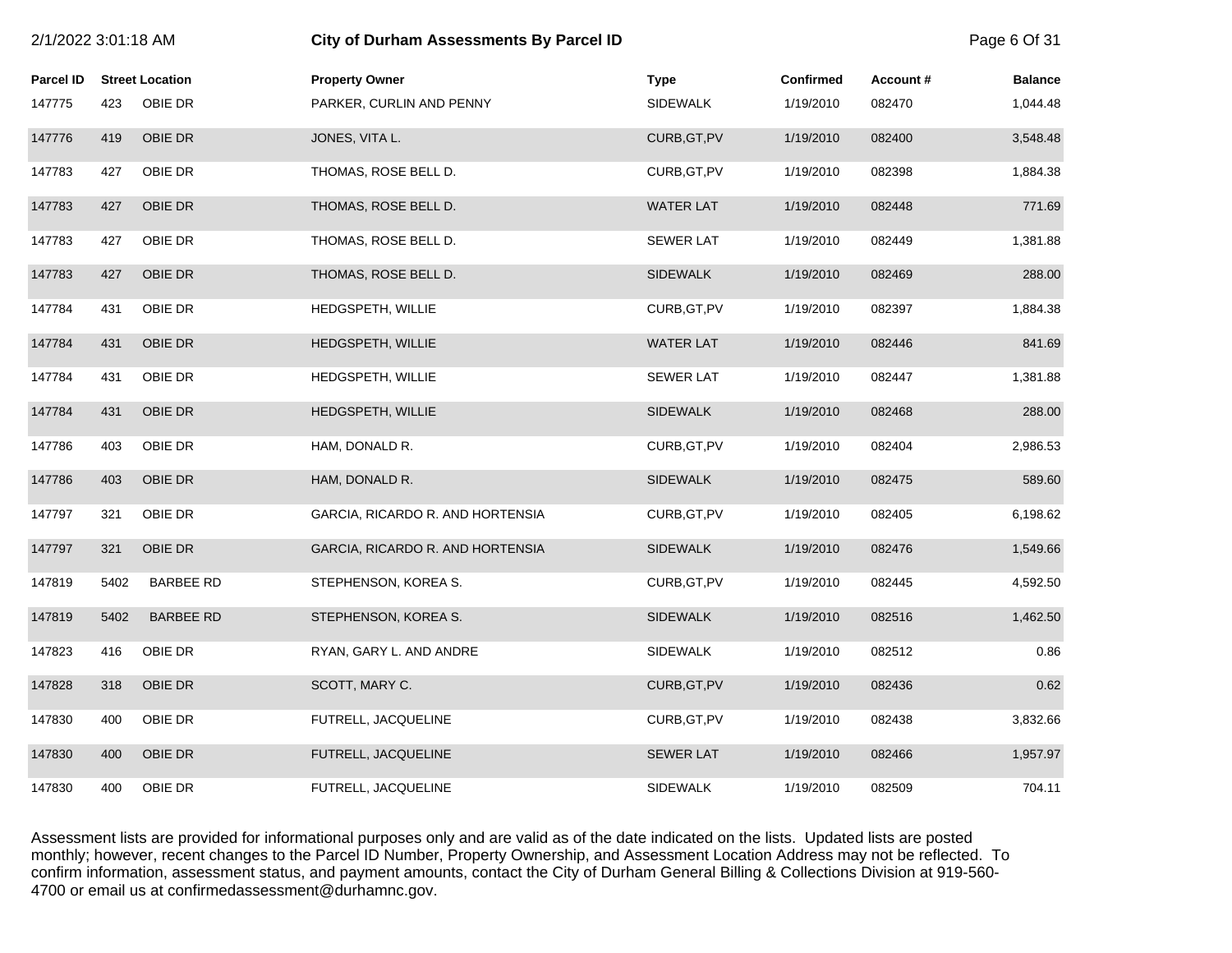# City of Durham Assessments By Parcel ID

2/1/2022 3:01:18 AM

| Parcel ID | Street Location | | Property Owner | Type | Confirmed | Account # | Balance |
|---|---|---|---|---|---|---|---|
| 147775 | 423 | OBIE DR | PARKER, CURLIN AND PENNY | SIDEWALK | 1/19/2010 | 082470 | 1,044.48 |
| 147776 | 419 | OBIE DR | JONES, VITA L. | CURB,GT,PV | 1/19/2010 | 082400 | 3,548.48 |
| 147783 | 427 | OBIE DR | THOMAS, ROSE BELL D. | CURB,GT,PV | 1/19/2010 | 082398 | 1,884.38 |
| 147783 | 427 | OBIE DR | THOMAS, ROSE BELL D. | WATER LAT | 1/19/2010 | 082448 | 771.69 |
| 147783 | 427 | OBIE DR | THOMAS, ROSE BELL D. | SEWER LAT | 1/19/2010 | 082449 | 1,381.88 |
| 147783 | 427 | OBIE DR | THOMAS, ROSE BELL D. | SIDEWALK | 1/19/2010 | 082469 | 288.00 |
| 147784 | 431 | OBIE DR | HEDGSPETH, WILLIE | CURB,GT,PV | 1/19/2010 | 082397 | 1,884.38 |
| 147784 | 431 | OBIE DR | HEDGSPETH, WILLIE | WATER LAT | 1/19/2010 | 082446 | 841.69 |
| 147784 | 431 | OBIE DR | HEDGSPETH, WILLIE | SEWER LAT | 1/19/2010 | 082447 | 1,381.88 |
| 147784 | 431 | OBIE DR | HEDGSPETH, WILLIE | SIDEWALK | 1/19/2010 | 082468 | 288.00 |
| 147786 | 403 | OBIE DR | HAM, DONALD R. | CURB,GT,PV | 1/19/2010 | 082404 | 2,986.53 |
| 147786 | 403 | OBIE DR | HAM, DONALD R. | SIDEWALK | 1/19/2010 | 082475 | 589.60 |
| 147797 | 321 | OBIE DR | GARCIA, RICARDO R. AND HORTENSIA | CURB,GT,PV | 1/19/2010 | 082405 | 6,198.62 |
| 147797 | 321 | OBIE DR | GARCIA, RICARDO R. AND HORTENSIA | SIDEWALK | 1/19/2010 | 082476 | 1,549.66 |
| 147819 | 5402 | BARBEE RD | STEPHENSON, KOREA S. | CURB,GT,PV | 1/19/2010 | 082445 | 4,592.50 |
| 147819 | 5402 | BARBEE RD | STEPHENSON, KOREA S. | SIDEWALK | 1/19/2010 | 082516 | 1,462.50 |
| 147823 | 416 | OBIE DR | RYAN, GARY L. AND ANDRE | SIDEWALK | 1/19/2010 | 082512 | 0.86 |
| 147828 | 318 | OBIE DR | SCOTT, MARY C. | CURB,GT,PV | 1/19/2010 | 082436 | 0.62 |
| 147830 | 400 | OBIE DR | FUTRELL, JACQUELINE | CURB,GT,PV | 1/19/2010 | 082438 | 3,832.66 |
| 147830 | 400 | OBIE DR | FUTRELL, JACQUELINE | SEWER LAT | 1/19/2010 | 082466 | 1,957.97 |
| 147830 | 400 | OBIE DR | FUTRELL, JACQUELINE | SIDEWALK | 1/19/2010 | 082509 | 704.11 |

Assessment lists are provided for informational purposes only and are valid as of the date indicated on the lists. Updated lists are posted monthly; however, recent changes to the Parcel ID Number, Property Ownership, and Assessment Location Address may not be reflected. To confirm information, assessment status, and payment amounts, contact the City of Durham General Billing & Collections Division at 919-560-4700 or email us at confirmedassessment@durhamnc.gov.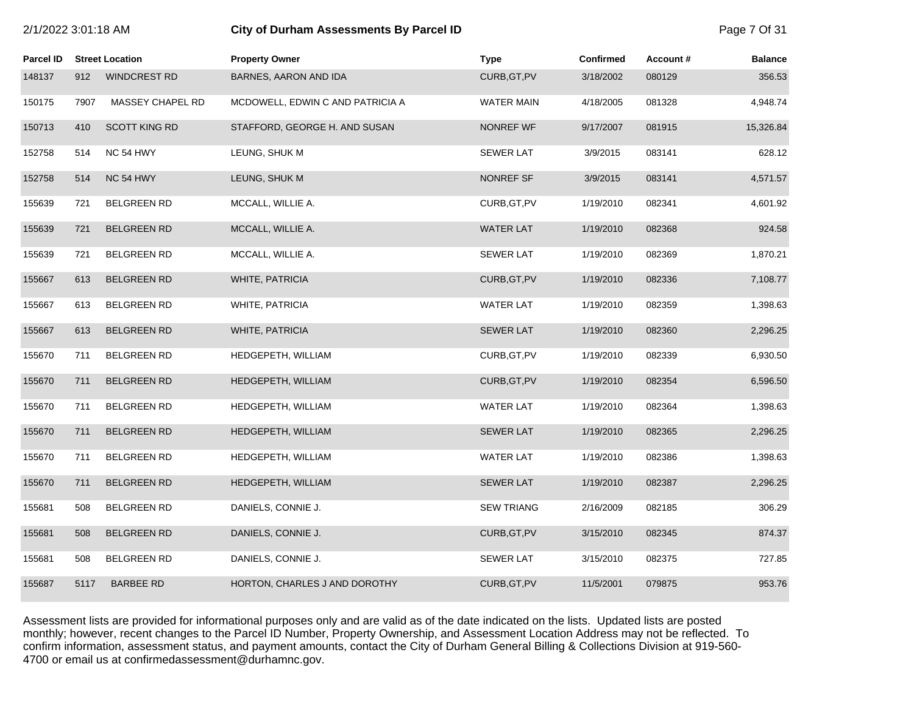# City of Durham Assessments By Parcel ID

2/1/2022 3:01:18 AM

| Parcel ID | Street Location | | Property Owner | Type | Confirmed | Account # | Balance |
|---|---|---|---|---|---|---|---|
| 148137 | 912 | WINDCREST RD | BARNES, AARON AND IDA | CURB,GT,PV | 3/18/2002 | 080129 | 356.53 |
| 150175 | 7907 | MASSEY CHAPEL RD | MCDOWELL, EDWIN C AND PATRICIA A | WATER MAIN | 4/18/2005 | 081328 | 4,948.74 |
| 150713 | 410 | SCOTT KING RD | STAFFORD, GEORGE H. AND SUSAN | NONREF WF | 9/17/2007 | 081915 | 15,326.84 |
| 152758 | 514 | NC 54 HWY | LEUNG, SHUK M | SEWER LAT | 3/9/2015 | 083141 | 628.12 |
| 152758 | 514 | NC 54 HWY | LEUNG, SHUK M | NONREF SF | 3/9/2015 | 083141 | 4,571.57 |
| 155639 | 721 | BELGREEN RD | MCCALL, WILLIE A. | CURB,GT,PV | 1/19/2010 | 082341 | 4,601.92 |
| 155639 | 721 | BELGREEN RD | MCCALL, WILLIE A. | WATER LAT | 1/19/2010 | 082368 | 924.58 |
| 155639 | 721 | BELGREEN RD | MCCALL, WILLIE A. | SEWER LAT | 1/19/2010 | 082369 | 1,870.21 |
| 155667 | 613 | BELGREEN RD | WHITE, PATRICIA | CURB,GT,PV | 1/19/2010 | 082336 | 7,108.77 |
| 155667 | 613 | BELGREEN RD | WHITE, PATRICIA | WATER LAT | 1/19/2010 | 082359 | 1,398.63 |
| 155667 | 613 | BELGREEN RD | WHITE, PATRICIA | SEWER LAT | 1/19/2010 | 082360 | 2,296.25 |
| 155670 | 711 | BELGREEN RD | HEDGEPETH, WILLIAM | CURB,GT,PV | 1/19/2010 | 082339 | 6,930.50 |
| 155670 | 711 | BELGREEN RD | HEDGEPETH, WILLIAM | CURB,GT,PV | 1/19/2010 | 082354 | 6,596.50 |
| 155670 | 711 | BELGREEN RD | HEDGEPETH, WILLIAM | WATER LAT | 1/19/2010 | 082364 | 1,398.63 |
| 155670 | 711 | BELGREEN RD | HEDGEPETH, WILLIAM | SEWER LAT | 1/19/2010 | 082365 | 2,296.25 |
| 155670 | 711 | BELGREEN RD | HEDGEPETH, WILLIAM | WATER LAT | 1/19/2010 | 082386 | 1,398.63 |
| 155670 | 711 | BELGREEN RD | HEDGEPETH, WILLIAM | SEWER LAT | 1/19/2010 | 082387 | 2,296.25 |
| 155681 | 508 | BELGREEN RD | DANIELS, CONNIE J. | SEW TRIANG | 2/16/2009 | 082185 | 306.29 |
| 155681 | 508 | BELGREEN RD | DANIELS, CONNIE J. | CURB,GT,PV | 3/15/2010 | 082345 | 874.37 |
| 155681 | 508 | BELGREEN RD | DANIELS, CONNIE J. | SEWER LAT | 3/15/2010 | 082375 | 727.85 |
| 155687 | 5117 | BARBEE RD | HORTON, CHARLES J AND DOROTHY | CURB,GT,PV | 11/5/2001 | 079875 | 953.76 |

Assessment lists are provided for informational purposes only and are valid as of the date indicated on the lists. Updated lists are posted monthly; however, recent changes to the Parcel ID Number, Property Ownership, and Assessment Location Address may not be reflected. To confirm information, assessment status, and payment amounts, contact the City of Durham General Billing & Collections Division at 919-560-4700 or email us at confirmedassessment@durhamnc.gov.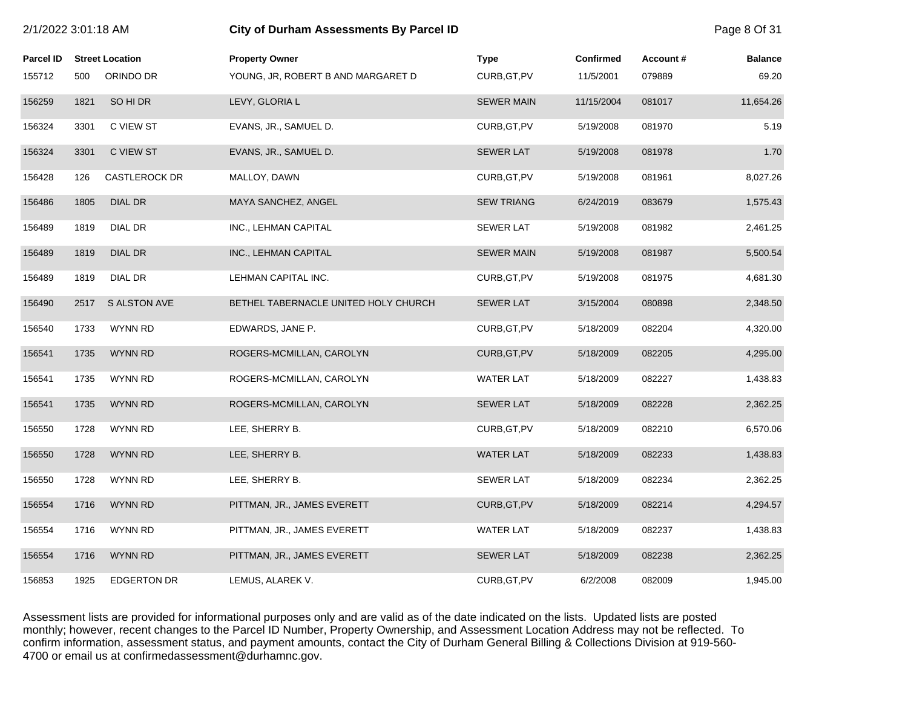| Parcel ID | Street Location | | Property Owner | Type | Confirmed | Account # | Balance |
|---|---|---|---|---|---|---|---|
| 155712 | 500 | ORINDO DR | YOUNG, JR, ROBERT B AND MARGARET D | CURB,GT,PV | 11/5/2001 | 079889 | 69.20 |
| 156259 | 1821 | SO HI DR | LEVY, GLORIA L | SEWER MAIN | 11/15/2004 | 081017 | 11,654.26 |
| 156324 | 3301 | C VIEW ST | EVANS, JR., SAMUEL D. | CURB,GT,PV | 5/19/2008 | 081970 | 5.19 |
| 156324 | 3301 | C VIEW ST | EVANS, JR., SAMUEL D. | SEWER LAT | 5/19/2008 | 081978 | 1.70 |
| 156428 | 126 | CASTLEROCK DR | MALLOY, DAWN | CURB,GT,PV | 5/19/2008 | 081961 | 8,027.26 |
| 156486 | 1805 | DIAL DR | MAYA SANCHEZ, ANGEL | SEW TRIANG | 6/24/2019 | 083679 | 1,575.43 |
| 156489 | 1819 | DIAL DR | INC., LEHMAN CAPITAL | SEWER LAT | 5/19/2008 | 081982 | 2,461.25 |
| 156489 | 1819 | DIAL DR | INC., LEHMAN CAPITAL | SEWER MAIN | 5/19/2008 | 081987 | 5,500.54 |
| 156489 | 1819 | DIAL DR | LEHMAN CAPITAL INC. | CURB,GT,PV | 5/19/2008 | 081975 | 4,681.30 |
| 156490 | 2517 | S ALSTON AVE | BETHEL TABERNACLE UNITED HOLY CHURCH | SEWER LAT | 3/15/2004 | 080898 | 2,348.50 |
| 156540 | 1733 | WYNN RD | EDWARDS, JANE P. | CURB,GT,PV | 5/18/2009 | 082204 | 4,320.00 |
| 156541 | 1735 | WYNN RD | ROGERS-MCMILLAN, CAROLYN | CURB,GT,PV | 5/18/2009 | 082205 | 4,295.00 |
| 156541 | 1735 | WYNN RD | ROGERS-MCMILLAN, CAROLYN | WATER LAT | 5/18/2009 | 082227 | 1,438.83 |
| 156541 | 1735 | WYNN RD | ROGERS-MCMILLAN, CAROLYN | SEWER LAT | 5/18/2009 | 082228 | 2,362.25 |
| 156550 | 1728 | WYNN RD | LEE, SHERRY B. | CURB,GT,PV | 5/18/2009 | 082210 | 6,570.06 |
| 156550 | 1728 | WYNN RD | LEE, SHERRY B. | WATER LAT | 5/18/2009 | 082233 | 1,438.83 |
| 156550 | 1728 | WYNN RD | LEE, SHERRY B. | SEWER LAT | 5/18/2009 | 082234 | 2,362.25 |
| 156554 | 1716 | WYNN RD | PITTMAN, JR., JAMES EVERETT | CURB,GT,PV | 5/18/2009 | 082214 | 4,294.57 |
| 156554 | 1716 | WYNN RD | PITTMAN, JR., JAMES EVERETT | WATER LAT | 5/18/2009 | 082237 | 1,438.83 |
| 156554 | 1716 | WYNN RD | PITTMAN, JR., JAMES EVERETT | SEWER LAT | 5/18/2009 | 082238 | 2,362.25 |
| 156853 | 1925 | EDGERTON DR | LEMUS, ALAREK V. | CURB,GT,PV | 6/2/2008 | 082009 | 1,945.00 |

Assessment lists are provided for informational purposes only and are valid as of the date indicated on the lists. Updated lists are posted monthly; however, recent changes to the Parcel ID Number, Property Ownership, and Assessment Location Address may not be reflected. To confirm information, assessment status, and payment amounts, contact the City of Durham General Billing & Collections Division at 919-560-4700 or email us at confirmedassessment@durhamnc.gov.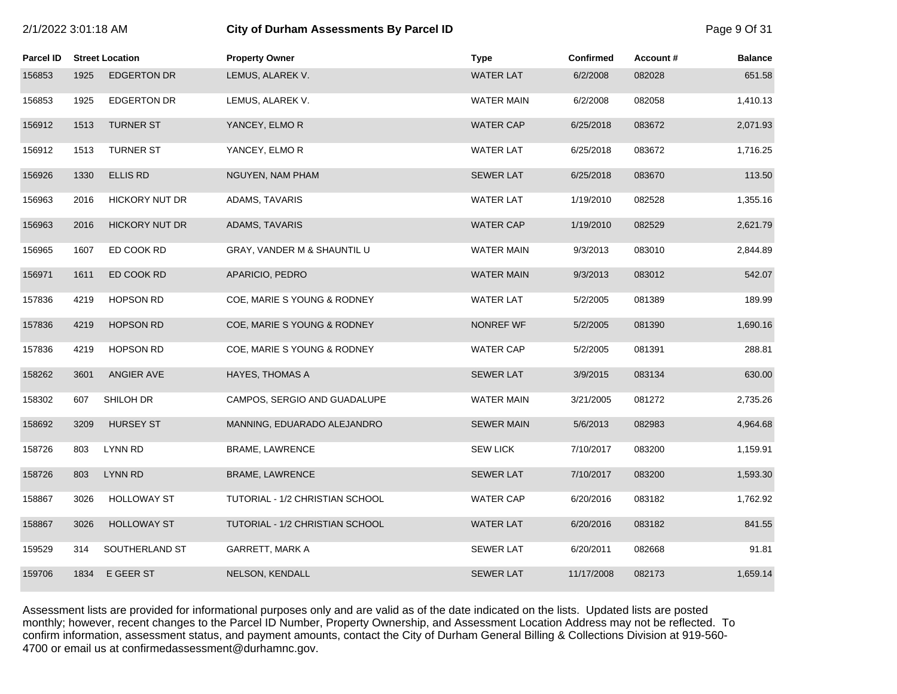# City of Durham Assessments By Parcel ID

2/1/2022 3:01:18 AM

| Parcel ID | Street Location | | Property Owner | Type | Confirmed | Account # | Balance |
|---|---|---|---|---|---|---|---|
| 156853 | 1925 | EDGERTON DR | LEMUS, ALAREK V. | WATER LAT | 6/2/2008 | 082028 | 651.58 |
| 156853 | 1925 | EDGERTON DR | LEMUS, ALAREK V. | WATER MAIN | 6/2/2008 | 082058 | 1,410.13 |
| 156912 | 1513 | TURNER ST | YANCEY, ELMO R | WATER CAP | 6/25/2018 | 083672 | 2,071.93 |
| 156912 | 1513 | TURNER ST | YANCEY, ELMO R | WATER LAT | 6/25/2018 | 083672 | 1,716.25 |
| 156926 | 1330 | ELLIS RD | NGUYEN, NAM PHAM | SEWER LAT | 6/25/2018 | 083670 | 113.50 |
| 156963 | 2016 | HICKORY NUT DR | ADAMS, TAVARIS | WATER LAT | 1/19/2010 | 082528 | 1,355.16 |
| 156963 | 2016 | HICKORY NUT DR | ADAMS, TAVARIS | WATER CAP | 1/19/2010 | 082529 | 2,621.79 |
| 156965 | 1607 | ED COOK RD | GRAY, VANDER M & SHAUNTIL U | WATER MAIN | 9/3/2013 | 083010 | 2,844.89 |
| 156971 | 1611 | ED COOK RD | APARICIO, PEDRO | WATER MAIN | 9/3/2013 | 083012 | 542.07 |
| 157836 | 4219 | HOPSON RD | COE, MARIE S YOUNG & RODNEY | WATER LAT | 5/2/2005 | 081389 | 189.99 |
| 157836 | 4219 | HOPSON RD | COE, MARIE S YOUNG & RODNEY | NONREF WF | 5/2/2005 | 081390 | 1,690.16 |
| 157836 | 4219 | HOPSON RD | COE, MARIE S YOUNG & RODNEY | WATER CAP | 5/2/2005 | 081391 | 288.81 |
| 158262 | 3601 | ANGIER AVE | HAYES, THOMAS A | SEWER LAT | 3/9/2015 | 083134 | 630.00 |
| 158302 | 607 | SHILOH DR | CAMPOS, SERGIO AND GUADALUPE | WATER MAIN | 3/21/2005 | 081272 | 2,735.26 |
| 158692 | 3209 | HURSEY ST | MANNING, EDUARADO ALEJANDRO | SEWER MAIN | 5/6/2013 | 082983 | 4,964.68 |
| 158726 | 803 | LYNN RD | BRAME, LAWRENCE | SEW LICK | 7/10/2017 | 083200 | 1,159.91 |
| 158726 | 803 | LYNN RD | BRAME, LAWRENCE | SEWER LAT | 7/10/2017 | 083200 | 1,593.30 |
| 158867 | 3026 | HOLLOWAY ST | TUTORIAL - 1/2 CHRISTIAN SCHOOL | WATER CAP | 6/20/2016 | 083182 | 1,762.92 |
| 158867 | 3026 | HOLLOWAY ST | TUTORIAL - 1/2 CHRISTIAN SCHOOL | WATER LAT | 6/20/2016 | 083182 | 841.55 |
| 159529 | 314 | SOUTHERLAND ST | GARRETT, MARK A | SEWER LAT | 6/20/2011 | 082668 | 91.81 |
| 159706 | 1834 | E GEER ST | NELSON, KENDALL | SEWER LAT | 11/17/2008 | 082173 | 1,659.14 |

Assessment lists are provided for informational purposes only and are valid as of the date indicated on the lists. Updated lists are posted monthly; however, recent changes to the Parcel ID Number, Property Ownership, and Assessment Location Address may not be reflected. To confirm information, assessment status, and payment amounts, contact the City of Durham General Billing & Collections Division at 919-560-4700 or email us at confirmedassessment@durhamnc.gov.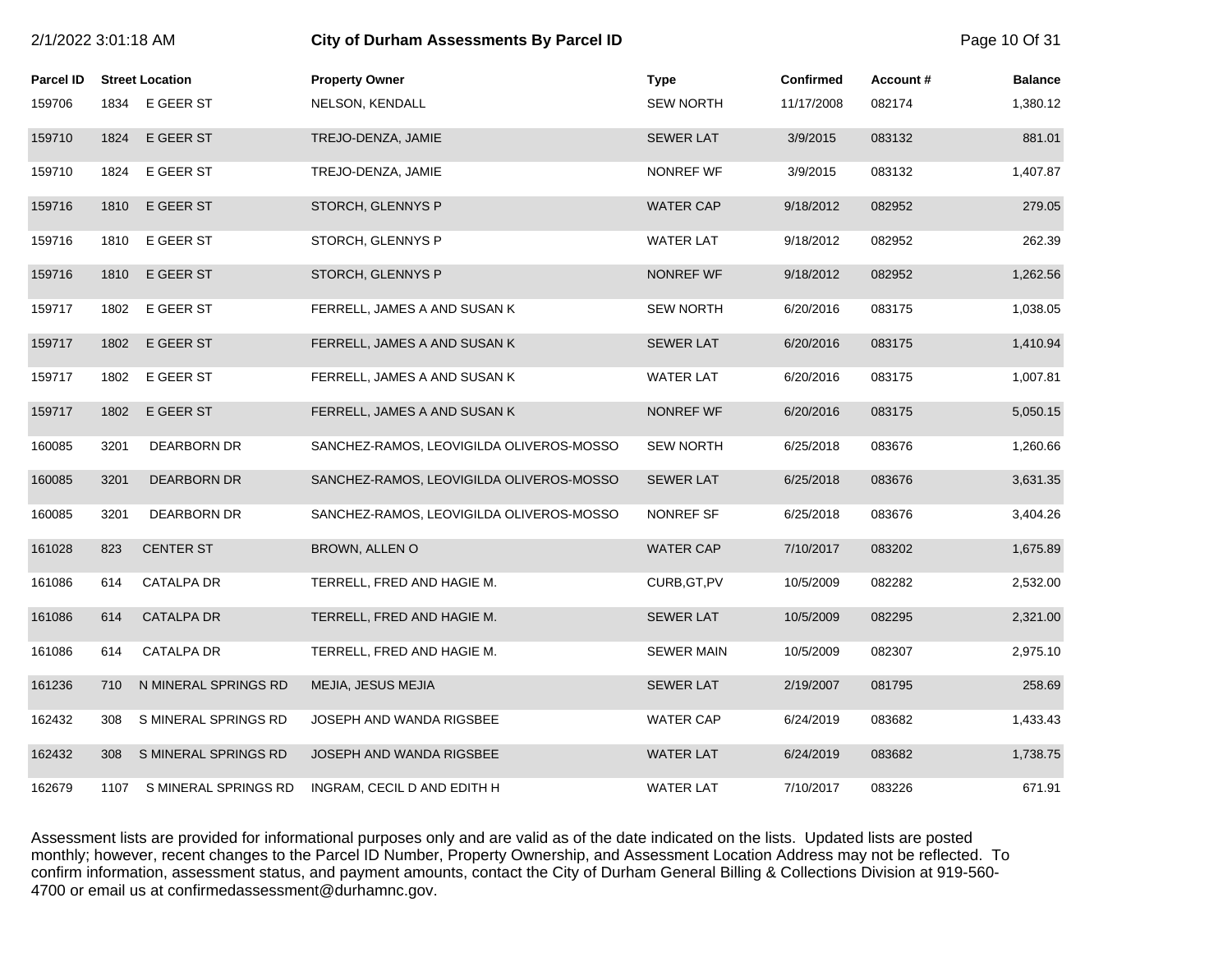# City of Durham Assessments By Parcel ID

2/1/2022 3:01:18 AM

| Parcel ID | Street Location | | Property Owner | Type | Confirmed | Account # | Balance |
|---|---|---|---|---|---|---|---|
| 159706 | 1834 | E GEER ST | NELSON, KENDALL | SEW NORTH | 11/17/2008 | 082174 | 1,380.12 |
| 159710 | 1824 | E GEER ST | TREJO-DENZA, JAMIE | SEWER LAT | 3/9/2015 | 083132 | 881.01 |
| 159710 | 1824 | E GEER ST | TREJO-DENZA, JAMIE | NONREF WF | 3/9/2015 | 083132 | 1,407.87 |
| 159716 | 1810 | E GEER ST | STORCH, GLENNYS P | WATER CAP | 9/18/2012 | 082952 | 279.05 |
| 159716 | 1810 | E GEER ST | STORCH, GLENNYS P | WATER LAT | 9/18/2012 | 082952 | 262.39 |
| 159716 | 1810 | E GEER ST | STORCH, GLENNYS P | NONREF WF | 9/18/2012 | 082952 | 1,262.56 |
| 159717 | 1802 | E GEER ST | FERRELL, JAMES A AND SUSAN K | SEW NORTH | 6/20/2016 | 083175 | 1,038.05 |
| 159717 | 1802 | E GEER ST | FERRELL, JAMES A AND SUSAN K | SEWER LAT | 6/20/2016 | 083175 | 1,410.94 |
| 159717 | 1802 | E GEER ST | FERRELL, JAMES A AND SUSAN K | WATER LAT | 6/20/2016 | 083175 | 1,007.81 |
| 159717 | 1802 | E GEER ST | FERRELL, JAMES A AND SUSAN K | NONREF WF | 6/20/2016 | 083175 | 5,050.15 |
| 160085 | 3201 | DEARBORN DR | SANCHEZ-RAMOS, LEOVIGILDA OLIVEROS-MOSSO | SEW NORTH | 6/25/2018 | 083676 | 1,260.66 |
| 160085 | 3201 | DEARBORN DR | SANCHEZ-RAMOS, LEOVIGILDA OLIVEROS-MOSSO | SEWER LAT | 6/25/2018 | 083676 | 3,631.35 |
| 160085 | 3201 | DEARBORN DR | SANCHEZ-RAMOS, LEOVIGILDA OLIVEROS-MOSSO | NONREF SF | 6/25/2018 | 083676 | 3,404.26 |
| 161028 | 823 | CENTER ST | BROWN, ALLEN O | WATER CAP | 7/10/2017 | 083202 | 1,675.89 |
| 161086 | 614 | CATALPA DR | TERRELL, FRED AND HAGIE M. | CURB,GT,PV | 10/5/2009 | 082282 | 2,532.00 |
| 161086 | 614 | CATALPA DR | TERRELL, FRED AND HAGIE M. | SEWER LAT | 10/5/2009 | 082295 | 2,321.00 |
| 161086 | 614 | CATALPA DR | TERRELL, FRED AND HAGIE M. | SEWER MAIN | 10/5/2009 | 082307 | 2,975.10 |
| 161236 | 710 | N MINERAL SPRINGS RD | MEJIA, JESUS MEJIA | SEWER LAT | 2/19/2007 | 081795 | 258.69 |
| 162432 | 308 | S MINERAL SPRINGS RD | JOSEPH AND WANDA RIGSBEE | WATER CAP | 6/24/2019 | 083682 | 1,433.43 |
| 162432 | 308 | S MINERAL SPRINGS RD | JOSEPH AND WANDA RIGSBEE | WATER LAT | 6/24/2019 | 083682 | 1,738.75 |
| 162679 | 1107 | S MINERAL SPRINGS RD | INGRAM, CECIL D AND EDITH H | WATER LAT | 7/10/2017 | 083226 | 671.91 |

Assessment lists are provided for informational purposes only and are valid as of the date indicated on the lists. Updated lists are posted monthly; however, recent changes to the Parcel ID Number, Property Ownership, and Assessment Location Address may not be reflected. To confirm information, assessment status, and payment amounts, contact the City of Durham General Billing & Collections Division at 919-560-4700 or email us at confirmedassessment@durhamnc.gov.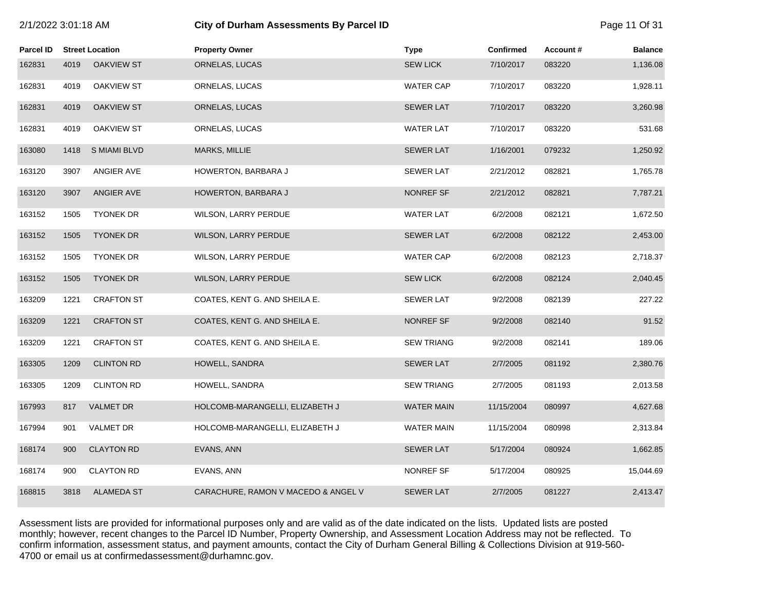# City of Durham Assessments By Parcel ID

2/1/2022 3:01:18 AM

| Parcel ID | Street Location | | Property Owner | Type | Confirmed | Account # | Balance |
|---|---|---|---|---|---|---|---|
| 162831 | 4019 | OAKVIEW ST | ORNELAS, LUCAS | SEW LICK | 7/10/2017 | 083220 | 1,136.08 |
| 162831 | 4019 | OAKVIEW ST | ORNELAS, LUCAS | WATER CAP | 7/10/2017 | 083220 | 1,928.11 |
| 162831 | 4019 | OAKVIEW ST | ORNELAS, LUCAS | SEWER LAT | 7/10/2017 | 083220 | 3,260.98 |
| 162831 | 4019 | OAKVIEW ST | ORNELAS, LUCAS | WATER LAT | 7/10/2017 | 083220 | 531.68 |
| 163080 | 1418 | S MIAMI BLVD | MARKS, MILLIE | SEWER LAT | 1/16/2001 | 079232 | 1,250.92 |
| 163120 | 3907 | ANGIER AVE | HOWERTON, BARBARA J | SEWER LAT | 2/21/2012 | 082821 | 1,765.78 |
| 163120 | 3907 | ANGIER AVE | HOWERTON, BARBARA J | NONREF SF | 2/21/2012 | 082821 | 7,787.21 |
| 163152 | 1505 | TYONEK DR | WILSON, LARRY PERDUE | WATER LAT | 6/2/2008 | 082121 | 1,672.50 |
| 163152 | 1505 | TYONEK DR | WILSON, LARRY PERDUE | SEWER LAT | 6/2/2008 | 082122 | 2,453.00 |
| 163152 | 1505 | TYONEK DR | WILSON, LARRY PERDUE | WATER CAP | 6/2/2008 | 082123 | 2,718.37 |
| 163152 | 1505 | TYONEK DR | WILSON, LARRY PERDUE | SEW LICK | 6/2/2008 | 082124 | 2,040.45 |
| 163209 | 1221 | CRAFTON ST | COATES, KENT G. AND SHEILA E. | SEWER LAT | 9/2/2008 | 082139 | 227.22 |
| 163209 | 1221 | CRAFTON ST | COATES, KENT G. AND SHEILA E. | NONREF SF | 9/2/2008 | 082140 | 91.52 |
| 163209 | 1221 | CRAFTON ST | COATES, KENT G. AND SHEILA E. | SEW TRIANG | 9/2/2008 | 082141 | 189.06 |
| 163305 | 1209 | CLINTON RD | HOWELL, SANDRA | SEWER LAT | 2/7/2005 | 081192 | 2,380.76 |
| 163305 | 1209 | CLINTON RD | HOWELL, SANDRA | SEW TRIANG | 2/7/2005 | 081193 | 2,013.58 |
| 167993 | 817 | VALMET DR | HOLCOMB-MARANGELLI, ELIZABETH J | WATER MAIN | 11/15/2004 | 080997 | 4,627.68 |
| 167994 | 901 | VALMET DR | HOLCOMB-MARANGELLI, ELIZABETH J | WATER MAIN | 11/15/2004 | 080998 | 2,313.84 |
| 168174 | 900 | CLAYTON RD | EVANS, ANN | SEWER LAT | 5/17/2004 | 080924 | 1,662.85 |
| 168174 | 900 | CLAYTON RD | EVANS, ANN | NONREF SF | 5/17/2004 | 080925 | 15,044.69 |
| 168815 | 3818 | ALAMEDA ST | CARACHURE, RAMON V MACEDO & ANGEL V | SEWER LAT | 2/7/2005 | 081227 | 2,413.47 |

Assessment lists are provided for informational purposes only and are valid as of the date indicated on the lists. Updated lists are posted monthly; however, recent changes to the Parcel ID Number, Property Ownership, and Assessment Location Address may not be reflected. To confirm information, assessment status, and payment amounts, contact the City of Durham General Billing & Collections Division at 919-560-4700 or email us at confirmedassessment@durhamnc.gov.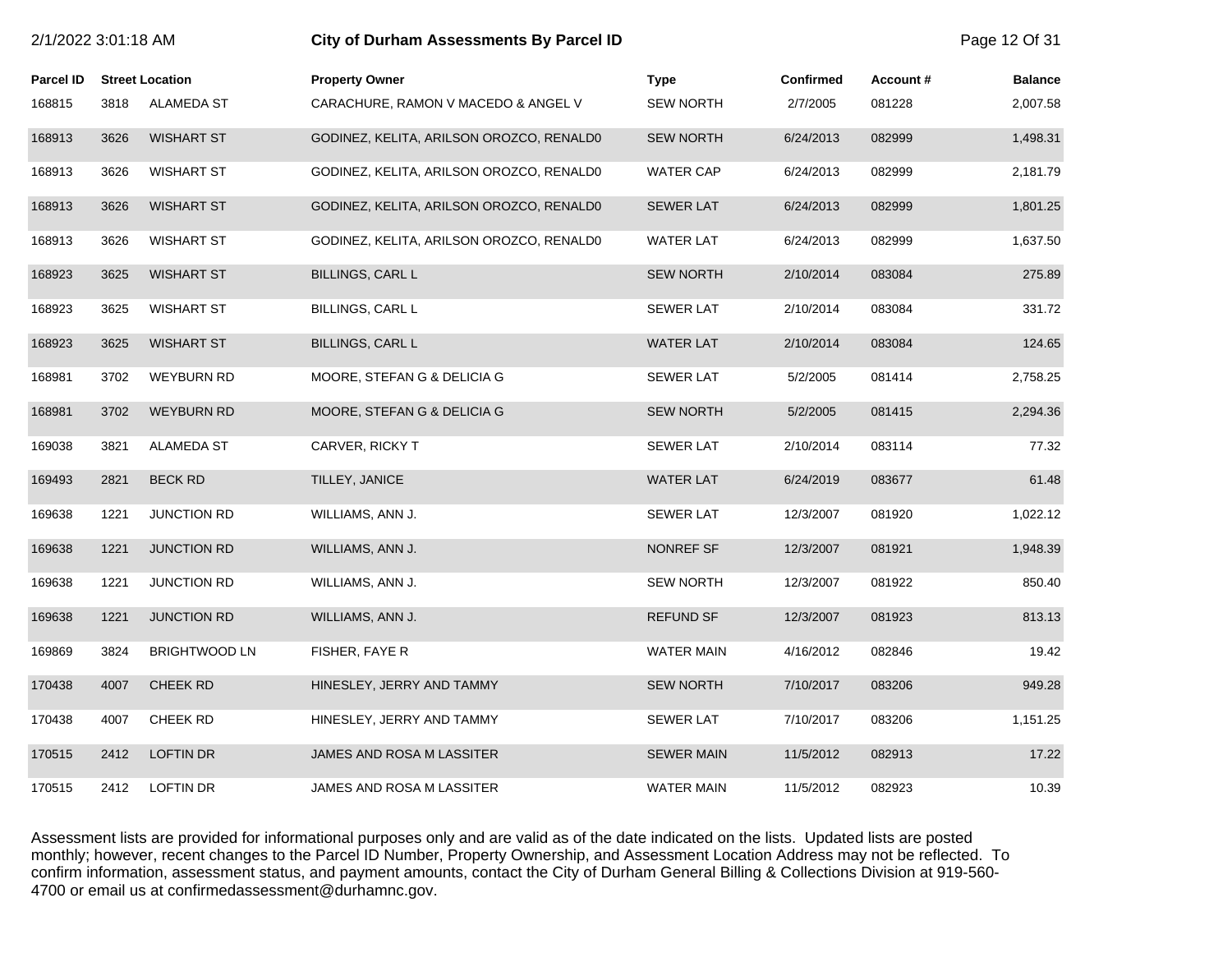# City of Durham Assessments By Parcel ID

2/1/2022 3:01:18 AM

| Parcel ID | Street Location | | Property Owner | Type | Confirmed | Account # | Balance |
|---|---|---|---|---|---|---|---|
| 168815 | 3818 | ALAMEDA ST | CARACHURE, RAMON V MACEDO & ANGEL V | SEW NORTH | 2/7/2005 | 081228 | 2,007.58 |
| 168913 | 3626 | WISHART ST | GODINEZ, KELITA, ARILSON OROZCO, RENALD0 | SEW NORTH | 6/24/2013 | 082999 | 1,498.31 |
| 168913 | 3626 | WISHART ST | GODINEZ, KELITA, ARILSON OROZCO, RENALD0 | WATER CAP | 6/24/2013 | 082999 | 2,181.79 |
| 168913 | 3626 | WISHART ST | GODINEZ, KELITA, ARILSON OROZCO, RENALD0 | SEWER LAT | 6/24/2013 | 082999 | 1,801.25 |
| 168913 | 3626 | WISHART ST | GODINEZ, KELITA, ARILSON OROZCO, RENALD0 | WATER LAT | 6/24/2013 | 082999 | 1,637.50 |
| 168923 | 3625 | WISHART ST | BILLINGS, CARL L | SEW NORTH | 2/10/2014 | 083084 | 275.89 |
| 168923 | 3625 | WISHART ST | BILLINGS, CARL L | SEWER LAT | 2/10/2014 | 083084 | 331.72 |
| 168923 | 3625 | WISHART ST | BILLINGS, CARL L | WATER LAT | 2/10/2014 | 083084 | 124.65 |
| 168981 | 3702 | WEYBURN RD | MOORE, STEFAN G & DELICIA G | SEWER LAT | 5/2/2005 | 081414 | 2,758.25 |
| 168981 | 3702 | WEYBURN RD | MOORE, STEFAN G & DELICIA G | SEW NORTH | 5/2/2005 | 081415 | 2,294.36 |
| 169038 | 3821 | ALAMEDA ST | CARVER, RICKY T | SEWER LAT | 2/10/2014 | 083114 | 77.32 |
| 169493 | 2821 | BECK RD | TILLEY, JANICE | WATER LAT | 6/24/2019 | 083677 | 61.48 |
| 169638 | 1221 | JUNCTION RD | WILLIAMS, ANN J. | SEWER LAT | 12/3/2007 | 081920 | 1,022.12 |
| 169638 | 1221 | JUNCTION RD | WILLIAMS, ANN J. | NONREF SF | 12/3/2007 | 081921 | 1,948.39 |
| 169638 | 1221 | JUNCTION RD | WILLIAMS, ANN J. | SEW NORTH | 12/3/2007 | 081922 | 850.40 |
| 169638 | 1221 | JUNCTION RD | WILLIAMS, ANN J. | REFUND SF | 12/3/2007 | 081923 | 813.13 |
| 169869 | 3824 | BRIGHTWOOD LN | FISHER, FAYE R | WATER MAIN | 4/16/2012 | 082846 | 19.42 |
| 170438 | 4007 | CHEEK RD | HINESLEY, JERRY AND TAMMY | SEW NORTH | 7/10/2017 | 083206 | 949.28 |
| 170438 | 4007 | CHEEK RD | HINESLEY, JERRY AND TAMMY | SEWER LAT | 7/10/2017 | 083206 | 1,151.25 |
| 170515 | 2412 | LOFTIN DR | JAMES AND ROSA M LASSITER | SEWER MAIN | 11/5/2012 | 082913 | 17.22 |
| 170515 | 2412 | LOFTIN DR | JAMES AND ROSA M LASSITER | WATER MAIN | 11/5/2012 | 082923 | 10.39 |

Assessment lists are provided for informational purposes only and are valid as of the date indicated on the lists. Updated lists are posted monthly; however, recent changes to the Parcel ID Number, Property Ownership, and Assessment Location Address may not be reflected. To confirm information, assessment status, and payment amounts, contact the City of Durham General Billing & Collections Division at 919-560-4700 or email us at confirmedassessment@durhamnc.gov.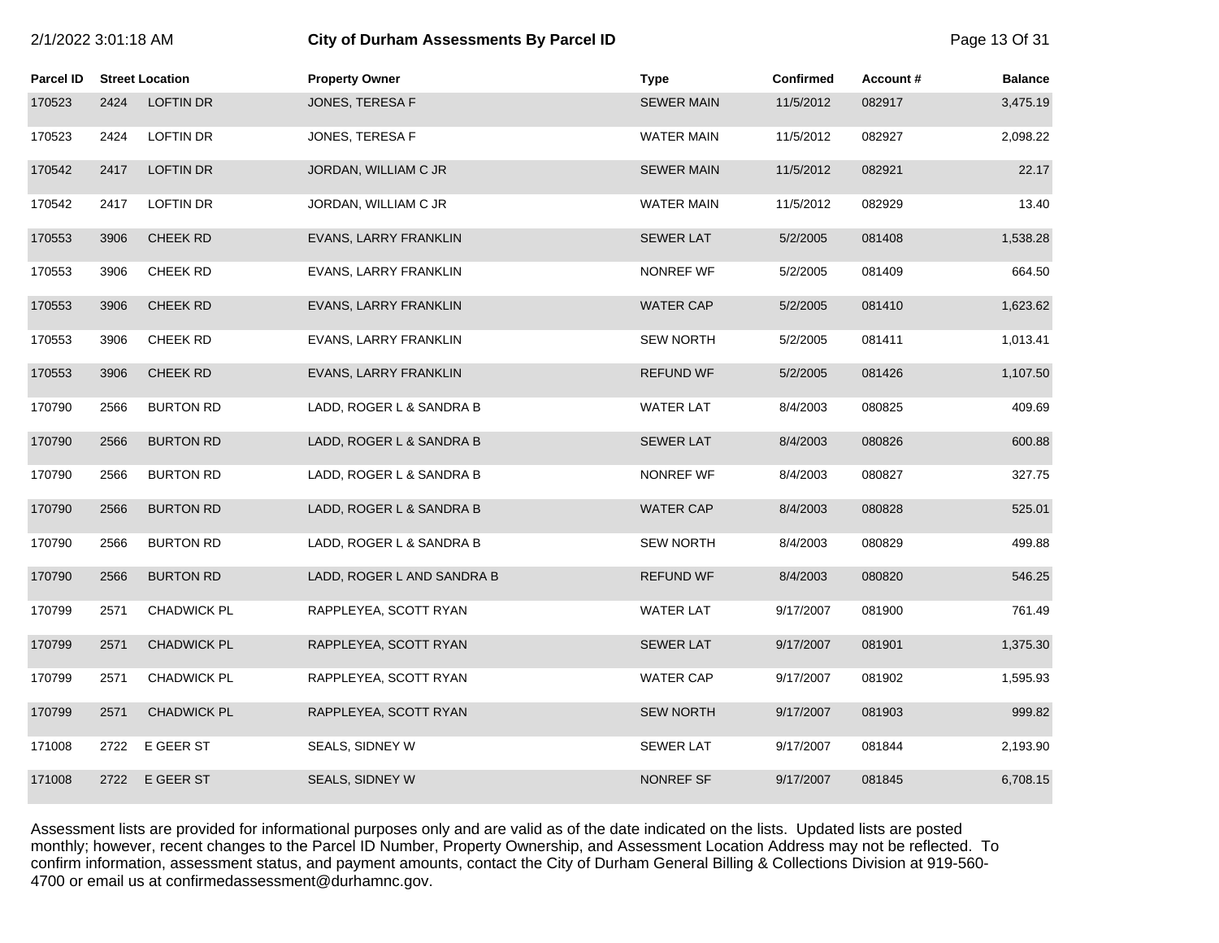# City of Durham Assessments By Parcel ID

| Parcel ID | Street Location | | Property Owner | Type | Confirmed | Account # | Balance |
|---|---|---|---|---|---|---|---|
| 170523 | 2424 | LOFTIN DR | JONES, TERESA F | SEWER MAIN | 11/5/2012 | 082917 | 3,475.19 |
| 170523 | 2424 | LOFTIN DR | JONES, TERESA F | WATER MAIN | 11/5/2012 | 082927 | 2,098.22 |
| 170542 | 2417 | LOFTIN DR | JORDAN, WILLIAM C JR | SEWER MAIN | 11/5/2012 | 082921 | 22.17 |
| 170542 | 2417 | LOFTIN DR | JORDAN, WILLIAM C JR | WATER MAIN | 11/5/2012 | 082929 | 13.40 |
| 170553 | 3906 | CHEEK RD | EVANS, LARRY FRANKLIN | SEWER LAT | 5/2/2005 | 081408 | 1,538.28 |
| 170553 | 3906 | CHEEK RD | EVANS, LARRY FRANKLIN | NONREF WF | 5/2/2005 | 081409 | 664.50 |
| 170553 | 3906 | CHEEK RD | EVANS, LARRY FRANKLIN | WATER CAP | 5/2/2005 | 081410 | 1,623.62 |
| 170553 | 3906 | CHEEK RD | EVANS, LARRY FRANKLIN | SEW NORTH | 5/2/2005 | 081411 | 1,013.41 |
| 170553 | 3906 | CHEEK RD | EVANS, LARRY FRANKLIN | REFUND WF | 5/2/2005 | 081426 | 1,107.50 |
| 170790 | 2566 | BURTON RD | LADD, ROGER L & SANDRA B | WATER LAT | 8/4/2003 | 080825 | 409.69 |
| 170790 | 2566 | BURTON RD | LADD, ROGER L & SANDRA B | SEWER LAT | 8/4/2003 | 080826 | 600.88 |
| 170790 | 2566 | BURTON RD | LADD, ROGER L & SANDRA B | NONREF WF | 8/4/2003 | 080827 | 327.75 |
| 170790 | 2566 | BURTON RD | LADD, ROGER L & SANDRA B | WATER CAP | 8/4/2003 | 080828 | 525.01 |
| 170790 | 2566 | BURTON RD | LADD, ROGER L & SANDRA B | SEW NORTH | 8/4/2003 | 080829 | 499.88 |
| 170790 | 2566 | BURTON RD | LADD, ROGER L AND SANDRA B | REFUND WF | 8/4/2003 | 080820 | 546.25 |
| 170799 | 2571 | CHADWICK PL | RAPPLEYEA, SCOTT RYAN | WATER LAT | 9/17/2007 | 081900 | 761.49 |
| 170799 | 2571 | CHADWICK PL | RAPPLEYEA, SCOTT RYAN | SEWER LAT | 9/17/2007 | 081901 | 1,375.30 |
| 170799 | 2571 | CHADWICK PL | RAPPLEYEA, SCOTT RYAN | WATER CAP | 9/17/2007 | 081902 | 1,595.93 |
| 170799 | 2571 | CHADWICK PL | RAPPLEYEA, SCOTT RYAN | SEW NORTH | 9/17/2007 | 081903 | 999.82 |
| 171008 | 2722 | E GEER ST | SEALS, SIDNEY W | SEWER LAT | 9/17/2007 | 081844 | 2,193.90 |
| 171008 | 2722 | E GEER ST | SEALS, SIDNEY W | NONREF SF | 9/17/2007 | 081845 | 6,708.15 |

Assessment lists are provided for informational purposes only and are valid as of the date indicated on the lists. Updated lists are posted monthly; however, recent changes to the Parcel ID Number, Property Ownership, and Assessment Location Address may not be reflected. To confirm information, assessment status, and payment amounts, contact the City of Durham General Billing & Collections Division at 919-560-4700 or email us at confirmedassessment@durhamnc.gov.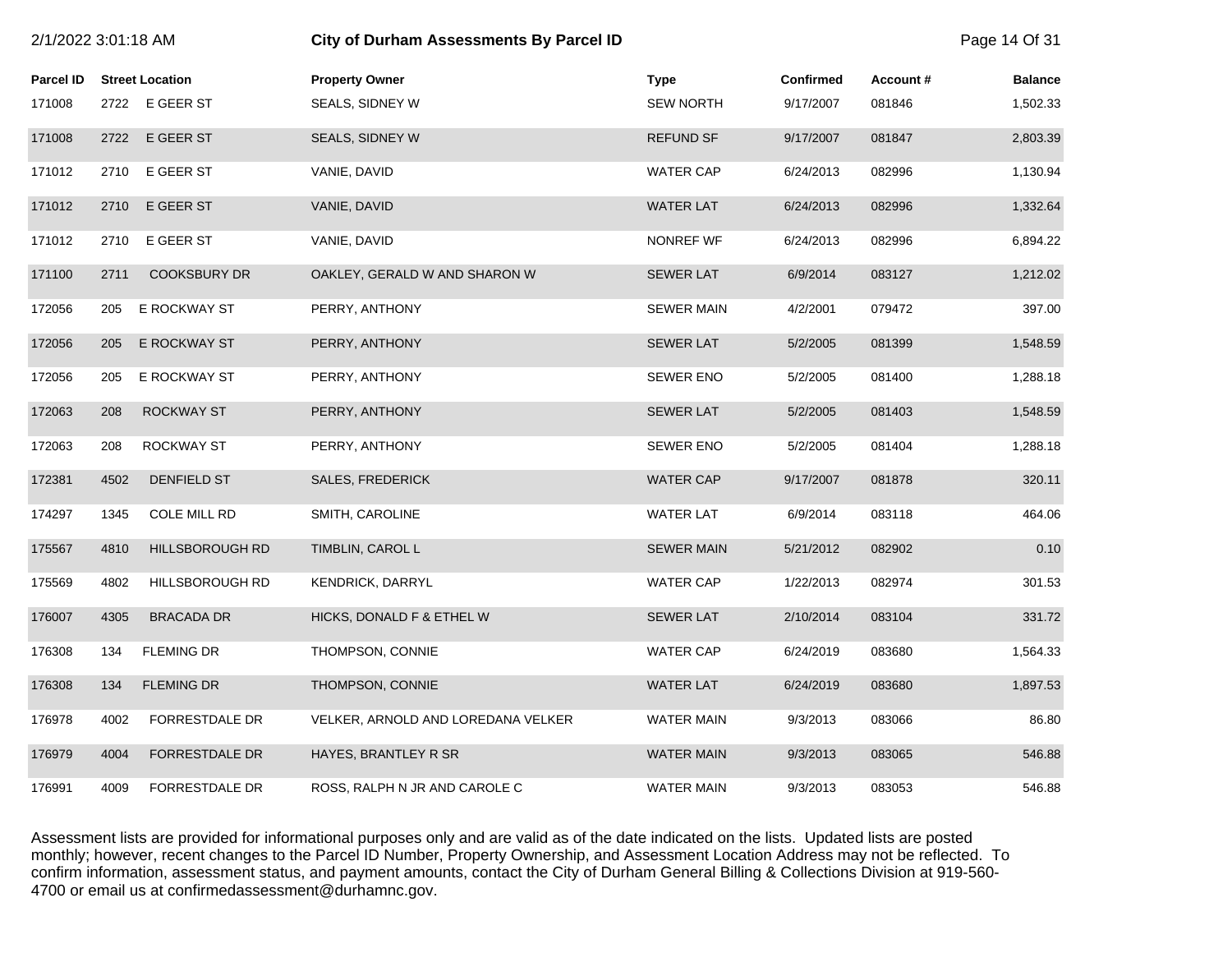| Parcel ID | Street Location | Property Owner | Type | Confirmed | Account # | Balance |
|---|---|---|---|---|---|---|
| 171008 | 2722 E GEER ST | SEALS, SIDNEY W | SEW NORTH | 9/17/2007 | 081846 | 1,502.33 |
| 171008 | 2722 E GEER ST | SEALS, SIDNEY W | REFUND SF | 9/17/2007 | 081847 | 2,803.39 |
| 171012 | 2710 E GEER ST | VANIE, DAVID | WATER CAP | 6/24/2013 | 082996 | 1,130.94 |
| 171012 | 2710 E GEER ST | VANIE, DAVID | WATER LAT | 6/24/2013 | 082996 | 1,332.64 |
| 171012 | 2710 E GEER ST | VANIE, DAVID | NONREF WF | 6/24/2013 | 082996 | 6,894.22 |
| 171100 | 2711 COOKSBURY DR | OAKLEY, GERALD W AND SHARON W | SEWER LAT | 6/9/2014 | 083127 | 1,212.02 |
| 172056 | 205 E ROCKWAY ST | PERRY, ANTHONY | SEWER MAIN | 4/2/2001 | 079472 | 397.00 |
| 172056 | 205 E ROCKWAY ST | PERRY, ANTHONY | SEWER LAT | 5/2/2005 | 081399 | 1,548.59 |
| 172056 | 205 E ROCKWAY ST | PERRY, ANTHONY | SEWER ENO | 5/2/2005 | 081400 | 1,288.18 |
| 172063 | 208 ROCKWAY ST | PERRY, ANTHONY | SEWER LAT | 5/2/2005 | 081403 | 1,548.59 |
| 172063 | 208 ROCKWAY ST | PERRY, ANTHONY | SEWER ENO | 5/2/2005 | 081404 | 1,288.18 |
| 172381 | 4502 DENFIELD ST | SALES, FREDERICK | WATER CAP | 9/17/2007 | 081878 | 320.11 |
| 174297 | 1345 COLE MILL RD | SMITH, CAROLINE | WATER LAT | 6/9/2014 | 083118 | 464.06 |
| 175567 | 4810 HILLSBOROUGH RD | TIMBLIN, CAROL L | SEWER MAIN | 5/21/2012 | 082902 | 0.10 |
| 175569 | 4802 HILLSBOROUGH RD | KENDRICK, DARRYL | WATER CAP | 1/22/2013 | 082974 | 301.53 |
| 176007 | 4305 BRACADA DR | HICKS, DONALD F & ETHEL W | SEWER LAT | 2/10/2014 | 083104 | 331.72 |
| 176308 | 134 FLEMING DR | THOMPSON, CONNIE | WATER CAP | 6/24/2019 | 083680 | 1,564.33 |
| 176308 | 134 FLEMING DR | THOMPSON, CONNIE | WATER LAT | 6/24/2019 | 083680 | 1,897.53 |
| 176978 | 4002 FORRESTDALE DR | VELKER, ARNOLD AND LOREDANA VELKER | WATER MAIN | 9/3/2013 | 083066 | 86.80 |
| 176979 | 4004 FORRESTDALE DR | HAYES, BRANTLEY R SR | WATER MAIN | 9/3/2013 | 083065 | 546.88 |
| 176991 | 4009 FORRESTDALE DR | ROSS, RALPH N JR AND CAROLE C | WATER MAIN | 9/3/2013 | 083053 | 546.88 |

Assessment lists are provided for informational purposes only and are valid as of the date indicated on the lists. Updated lists are posted monthly; however, recent changes to the Parcel ID Number, Property Ownership, and Assessment Location Address may not be reflected. To confirm information, assessment status, and payment amounts, contact the City of Durham General Billing & Collections Division at 919-560-4700 or email us at confirmedassessment@durhamnc.gov.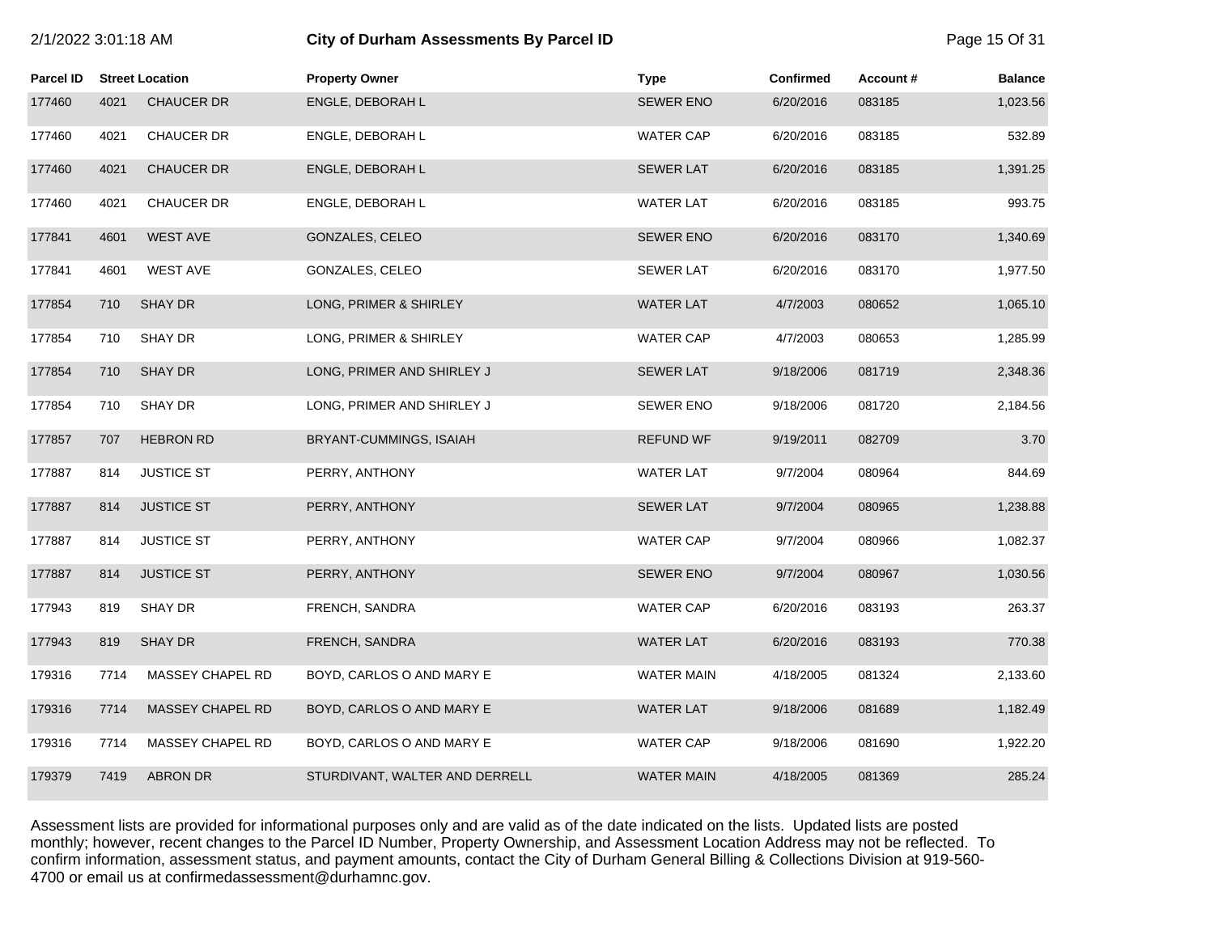| Parcel ID | Street Location | | Property Owner | Type | Confirmed | Account # | Balance |
|---|---|---|---|---|---|---|---|
| 177460 | 4021 | CHAUCER DR | ENGLE, DEBORAH L | SEWER ENO | 6/20/2016 | 083185 | 1,023.56 |
| 177460 | 4021 | CHAUCER DR | ENGLE, DEBORAH L | WATER CAP | 6/20/2016 | 083185 | 532.89 |
| 177460 | 4021 | CHAUCER DR | ENGLE, DEBORAH L | SEWER LAT | 6/20/2016 | 083185 | 1,391.25 |
| 177460 | 4021 | CHAUCER DR | ENGLE, DEBORAH L | WATER LAT | 6/20/2016 | 083185 | 993.75 |
| 177841 | 4601 | WEST AVE | GONZALES, CELEO | SEWER ENO | 6/20/2016 | 083170 | 1,340.69 |
| 177841 | 4601 | WEST AVE | GONZALES, CELEO | SEWER LAT | 6/20/2016 | 083170 | 1,977.50 |
| 177854 | 710 | SHAY DR | LONG, PRIMER & SHIRLEY | WATER LAT | 4/7/2003 | 080652 | 1,065.10 |
| 177854 | 710 | SHAY DR | LONG, PRIMER & SHIRLEY | WATER CAP | 4/7/2003 | 080653 | 1,285.99 |
| 177854 | 710 | SHAY DR | LONG, PRIMER AND SHIRLEY J | SEWER LAT | 9/18/2006 | 081719 | 2,348.36 |
| 177854 | 710 | SHAY DR | LONG, PRIMER AND SHIRLEY J | SEWER ENO | 9/18/2006 | 081720 | 2,184.56 |
| 177857 | 707 | HEBRON RD | BRYANT-CUMMINGS, ISAIAH | REFUND WF | 9/19/2011 | 082709 | 3.70 |
| 177887 | 814 | JUSTICE ST | PERRY, ANTHONY | WATER LAT | 9/7/2004 | 080964 | 844.69 |
| 177887 | 814 | JUSTICE ST | PERRY, ANTHONY | SEWER LAT | 9/7/2004 | 080965 | 1,238.88 |
| 177887 | 814 | JUSTICE ST | PERRY, ANTHONY | WATER CAP | 9/7/2004 | 080966 | 1,082.37 |
| 177887 | 814 | JUSTICE ST | PERRY, ANTHONY | SEWER ENO | 9/7/2004 | 080967 | 1,030.56 |
| 177943 | 819 | SHAY DR | FRENCH, SANDRA | WATER CAP | 6/20/2016 | 083193 | 263.37 |
| 177943 | 819 | SHAY DR | FRENCH, SANDRA | WATER LAT | 6/20/2016 | 083193 | 770.38 |
| 179316 | 7714 | MASSEY CHAPEL RD | BOYD, CARLOS O AND MARY E | WATER MAIN | 4/18/2005 | 081324 | 2,133.60 |
| 179316 | 7714 | MASSEY CHAPEL RD | BOYD, CARLOS O AND MARY E | WATER LAT | 9/18/2006 | 081689 | 1,182.49 |
| 179316 | 7714 | MASSEY CHAPEL RD | BOYD, CARLOS O AND MARY E | WATER CAP | 9/18/2006 | 081690 | 1,922.20 |
| 179379 | 7419 | ABRON DR | STURDIVANT, WALTER AND DERRELL | WATER MAIN | 4/18/2005 | 081369 | 285.24 |

Assessment lists are provided for informational purposes only and are valid as of the date indicated on the lists. Updated lists are posted monthly; however, recent changes to the Parcel ID Number, Property Ownership, and Assessment Location Address may not be reflected. To confirm information, assessment status, and payment amounts, contact the City of Durham General Billing & Collections Division at 919-560-4700 or email us at confirmedassessment@durhamnc.gov.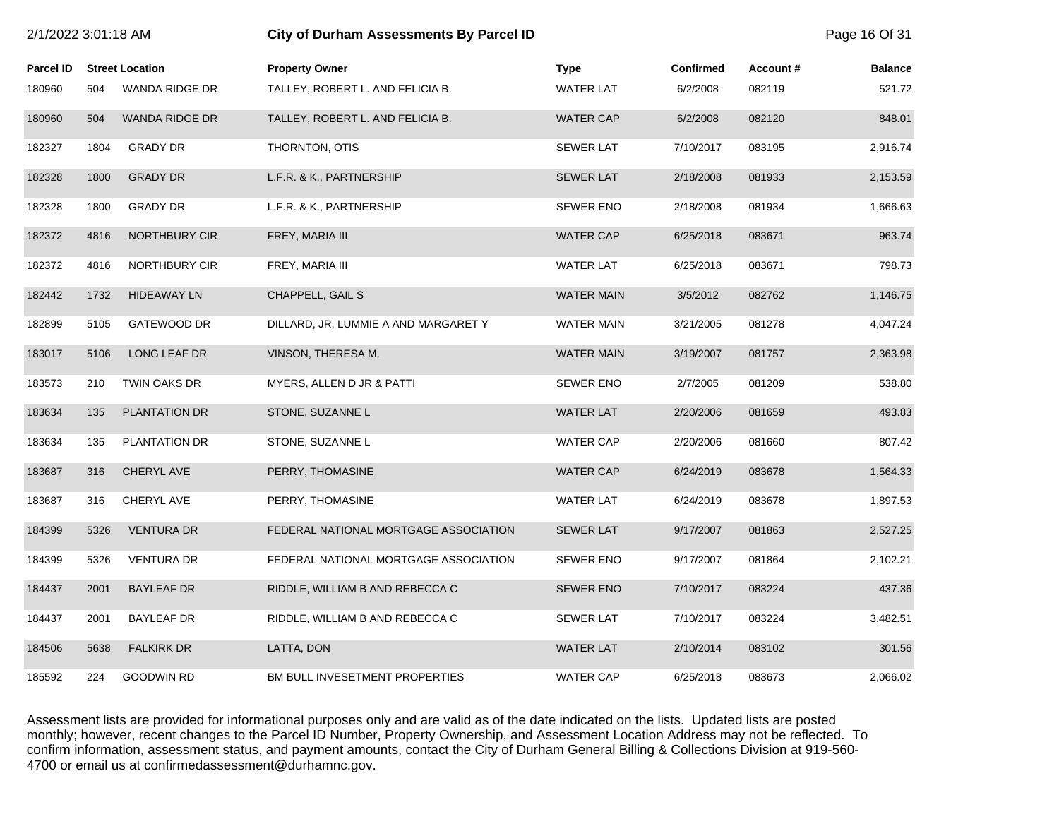# City of Durham Assessments By Parcel ID

2/1/2022 3:01:18 AM

| Parcel ID | Street Location | | Property Owner | Type | Confirmed | Account # | Balance |
|---|---|---|---|---|---|---|---|
| 180960 | 504 | WANDA RIDGE DR | TALLEY, ROBERT L. AND FELICIA B. | WATER LAT | 6/2/2008 | 082119 | 521.72 |
| 180960 | 504 | WANDA RIDGE DR | TALLEY, ROBERT L. AND FELICIA B. | WATER CAP | 6/2/2008 | 082120 | 848.01 |
| 182327 | 1804 | GRADY DR | THORNTON, OTIS | SEWER LAT | 7/10/2017 | 083195 | 2,916.74 |
| 182328 | 1800 | GRADY DR | L.F.R. & K., PARTNERSHIP | SEWER LAT | 2/18/2008 | 081933 | 2,153.59 |
| 182328 | 1800 | GRADY DR | L.F.R. & K., PARTNERSHIP | SEWER ENO | 2/18/2008 | 081934 | 1,666.63 |
| 182372 | 4816 | NORTHBURY CIR | FREY, MARIA III | WATER CAP | 6/25/2018 | 083671 | 963.74 |
| 182372 | 4816 | NORTHBURY CIR | FREY, MARIA III | WATER LAT | 6/25/2018 | 083671 | 798.73 |
| 182442 | 1732 | HIDEAWAY LN | CHAPPELL, GAIL S | WATER MAIN | 3/5/2012 | 082762 | 1,146.75 |
| 182899 | 5105 | GATEWOOD DR | DILLARD, JR, LUMMIE A AND MARGARET Y | WATER MAIN | 3/21/2005 | 081278 | 4,047.24 |
| 183017 | 5106 | LONG LEAF DR | VINSON, THERESA M. | WATER MAIN | 3/19/2007 | 081757 | 2,363.98 |
| 183573 | 210 | TWIN OAKS DR | MYERS, ALLEN D JR & PATTI | SEWER ENO | 2/7/2005 | 081209 | 538.80 |
| 183634 | 135 | PLANTATION DR | STONE, SUZANNE L | WATER LAT | 2/20/2006 | 081659 | 493.83 |
| 183634 | 135 | PLANTATION DR | STONE, SUZANNE L | WATER CAP | 2/20/2006 | 081660 | 807.42 |
| 183687 | 316 | CHERYL AVE | PERRY, THOMASINE | WATER CAP | 6/24/2019 | 083678 | 1,564.33 |
| 183687 | 316 | CHERYL AVE | PERRY, THOMASINE | WATER LAT | 6/24/2019 | 083678 | 1,897.53 |
| 184399 | 5326 | VENTURA DR | FEDERAL NATIONAL MORTGAGE ASSOCIATION | SEWER LAT | 9/17/2007 | 081863 | 2,527.25 |
| 184399 | 5326 | VENTURA DR | FEDERAL NATIONAL MORTGAGE ASSOCIATION | SEWER ENO | 9/17/2007 | 081864 | 2,102.21 |
| 184437 | 2001 | BAYLEAF DR | RIDDLE, WILLIAM B AND REBECCA C | SEWER ENO | 7/10/2017 | 083224 | 437.36 |
| 184437 | 2001 | BAYLEAF DR | RIDDLE, WILLIAM B AND REBECCA C | SEWER LAT | 7/10/2017 | 083224 | 3,482.51 |
| 184506 | 5638 | FALKIRK DR | LATTA, DON | WATER LAT | 2/10/2014 | 083102 | 301.56 |
| 185592 | 224 | GOODWIN RD | BM BULL INVESETMENT PROPERTIES | WATER CAP | 6/25/2018 | 083673 | 2,066.02 |

Assessment lists are provided for informational purposes only and are valid as of the date indicated on the lists. Updated lists are posted monthly; however, recent changes to the Parcel ID Number, Property Ownership, and Assessment Location Address may not be reflected. To confirm information, assessment status, and payment amounts, contact the City of Durham General Billing & Collections Division at 919-560-4700 or email us at confirmedassessment@durhamnc.gov.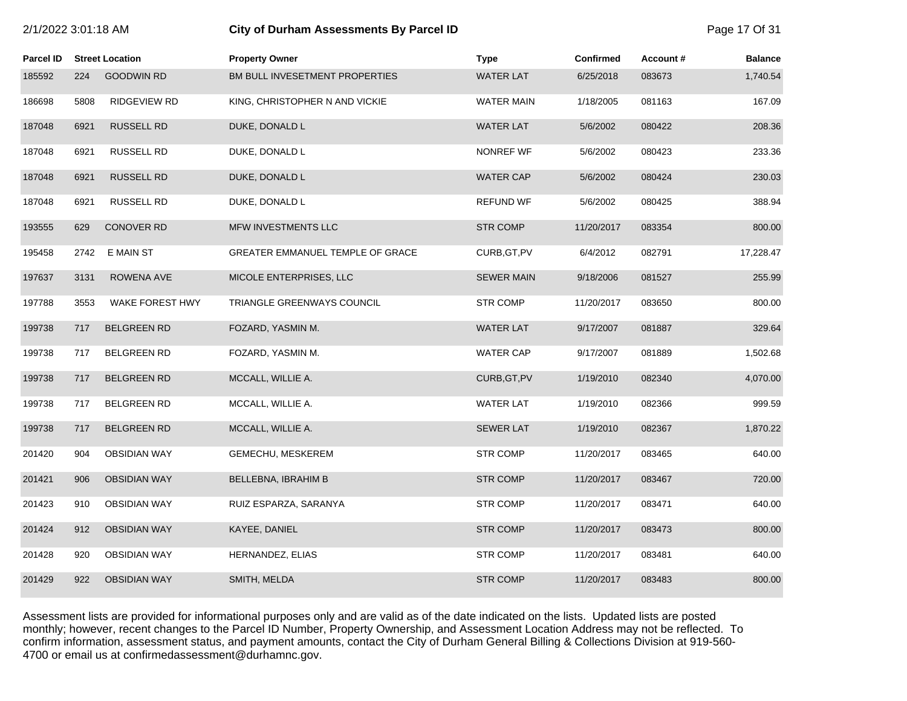# City of Durham Assessments By Parcel ID

| Parcel ID | Street Location | | Property Owner | Type | Confirmed | Account # | Balance |
|---|---|---|---|---|---|---|---|
| 185592 | 224 | GOODWIN RD | BM BULL INVESETMENT PROPERTIES | WATER LAT | 6/25/2018 | 083673 | 1,740.54 |
| 186698 | 5808 | RIDGEVIEW RD | KING, CHRISTOPHER N AND VICKIE | WATER MAIN | 1/18/2005 | 081163 | 167.09 |
| 187048 | 6921 | RUSSELL RD | DUKE, DONALD L | WATER LAT | 5/6/2002 | 080422 | 208.36 |
| 187048 | 6921 | RUSSELL RD | DUKE, DONALD L | NONREF WF | 5/6/2002 | 080423 | 233.36 |
| 187048 | 6921 | RUSSELL RD | DUKE, DONALD L | WATER CAP | 5/6/2002 | 080424 | 230.03 |
| 187048 | 6921 | RUSSELL RD | DUKE, DONALD L | REFUND WF | 5/6/2002 | 080425 | 388.94 |
| 193555 | 629 | CONOVER RD | MFW INVESTMENTS LLC | STR COMP | 11/20/2017 | 083354 | 800.00 |
| 195458 | 2742 | E MAIN ST | GREATER EMMANUEL TEMPLE OF GRACE | CURB,GT,PV | 6/4/2012 | 082791 | 17,228.47 |
| 197637 | 3131 | ROWENA AVE | MICOLE ENTERPRISES, LLC | SEWER MAIN | 9/18/2006 | 081527 | 255.99 |
| 197788 | 3553 | WAKE FOREST HWY | TRIANGLE GREENWAYS COUNCIL | STR COMP | 11/20/2017 | 083650 | 800.00 |
| 199738 | 717 | BELGREEN RD | FOZARD, YASMIN M. | WATER LAT | 9/17/2007 | 081887 | 329.64 |
| 199738 | 717 | BELGREEN RD | FOZARD, YASMIN M. | WATER CAP | 9/17/2007 | 081889 | 1,502.68 |
| 199738 | 717 | BELGREEN RD | MCCALL, WILLIE A. | CURB,GT,PV | 1/19/2010 | 082340 | 4,070.00 |
| 199738 | 717 | BELGREEN RD | MCCALL, WILLIE A. | WATER LAT | 1/19/2010 | 082366 | 999.59 |
| 199738 | 717 | BELGREEN RD | MCCALL, WILLIE A. | SEWER LAT | 1/19/2010 | 082367 | 1,870.22 |
| 201420 | 904 | OBSIDIAN WAY | GEMECHU, MESKEREM | STR COMP | 11/20/2017 | 083465 | 640.00 |
| 201421 | 906 | OBSIDIAN WAY | BELLEBNA, IBRAHIM B | STR COMP | 11/20/2017 | 083467 | 720.00 |
| 201423 | 910 | OBSIDIAN WAY | RUIZ ESPARZA, SARANYA | STR COMP | 11/20/2017 | 083471 | 640.00 |
| 201424 | 912 | OBSIDIAN WAY | KAYEE, DANIEL | STR COMP | 11/20/2017 | 083473 | 800.00 |
| 201428 | 920 | OBSIDIAN WAY | HERNANDEZ, ELIAS | STR COMP | 11/20/2017 | 083481 | 640.00 |
| 201429 | 922 | OBSIDIAN WAY | SMITH, MELDA | STR COMP | 11/20/2017 | 083483 | 800.00 |

Assessment lists are provided for informational purposes only and are valid as of the date indicated on the lists. Updated lists are posted monthly; however, recent changes to the Parcel ID Number, Property Ownership, and Assessment Location Address may not be reflected. To confirm information, assessment status, and payment amounts, contact the City of Durham General Billing & Collections Division at 919-560-4700 or email us at confirmedassessment@durhamnc.gov.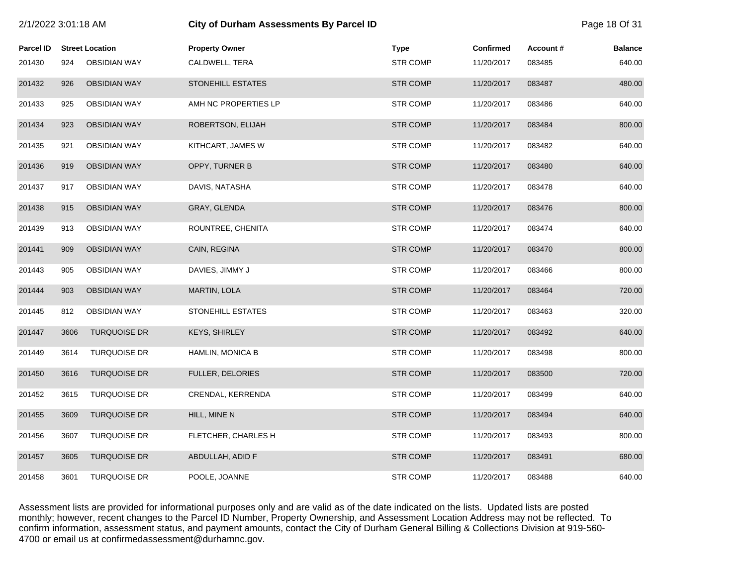| Parcel ID | Street Location | | Property Owner | Type | Confirmed | Account # | Balance |
|---|---|---|---|---|---|---|---|
| 201430 | 924 | OBSIDIAN WAY | CALDWELL, TERA | STR COMP | 11/20/2017 | 083485 | 640.00 |
| 201432 | 926 | OBSIDIAN WAY | STONEHILL ESTATES | STR COMP | 11/20/2017 | 083487 | 480.00 |
| 201433 | 925 | OBSIDIAN WAY | AMH NC PROPERTIES LP | STR COMP | 11/20/2017 | 083486 | 640.00 |
| 201434 | 923 | OBSIDIAN WAY | ROBERTSON, ELIJAH | STR COMP | 11/20/2017 | 083484 | 800.00 |
| 201435 | 921 | OBSIDIAN WAY | KITHCART, JAMES W | STR COMP | 11/20/2017 | 083482 | 640.00 |
| 201436 | 919 | OBSIDIAN WAY | OPPY, TURNER B | STR COMP | 11/20/2017 | 083480 | 640.00 |
| 201437 | 917 | OBSIDIAN WAY | DAVIS, NATASHA | STR COMP | 11/20/2017 | 083478 | 640.00 |
| 201438 | 915 | OBSIDIAN WAY | GRAY, GLENDA | STR COMP | 11/20/2017 | 083476 | 800.00 |
| 201439 | 913 | OBSIDIAN WAY | ROUNTREE, CHENITA | STR COMP | 11/20/2017 | 083474 | 640.00 |
| 201441 | 909 | OBSIDIAN WAY | CAIN, REGINA | STR COMP | 11/20/2017 | 083470 | 800.00 |
| 201443 | 905 | OBSIDIAN WAY | DAVIES, JIMMY J | STR COMP | 11/20/2017 | 083466 | 800.00 |
| 201444 | 903 | OBSIDIAN WAY | MARTIN, LOLA | STR COMP | 11/20/2017 | 083464 | 720.00 |
| 201445 | 812 | OBSIDIAN WAY | STONEHILL ESTATES | STR COMP | 11/20/2017 | 083463 | 320.00 |
| 201447 | 3606 | TURQUOISE DR | KEYS, SHIRLEY | STR COMP | 11/20/2017 | 083492 | 640.00 |
| 201449 | 3614 | TURQUOISE DR | HAMLIN, MONICA B | STR COMP | 11/20/2017 | 083498 | 800.00 |
| 201450 | 3616 | TURQUOISE DR | FULLER, DELORIES | STR COMP | 11/20/2017 | 083500 | 720.00 |
| 201452 | 3615 | TURQUOISE DR | CRENDAL, KERRENDA | STR COMP | 11/20/2017 | 083499 | 640.00 |
| 201455 | 3609 | TURQUOISE DR | HILL, MINE N | STR COMP | 11/20/2017 | 083494 | 640.00 |
| 201456 | 3607 | TURQUOISE DR | FLETCHER, CHARLES H | STR COMP | 11/20/2017 | 083493 | 800.00 |
| 201457 | 3605 | TURQUOISE DR | ABDULLAH, ADID F | STR COMP | 11/20/2017 | 083491 | 680.00 |
| 201458 | 3601 | TURQUOISE DR | POOLE, JOANNE | STR COMP | 11/20/2017 | 083488 | 640.00 |

Assessment lists are provided for informational purposes only and are valid as of the date indicated on the lists. Updated lists are posted monthly; however, recent changes to the Parcel ID Number, Property Ownership, and Assessment Location Address may not be reflected. To confirm information, assessment status, and payment amounts, contact the City of Durham General Billing & Collections Division at 919-560-4700 or email us at confirmedassessment@durhamnc.gov.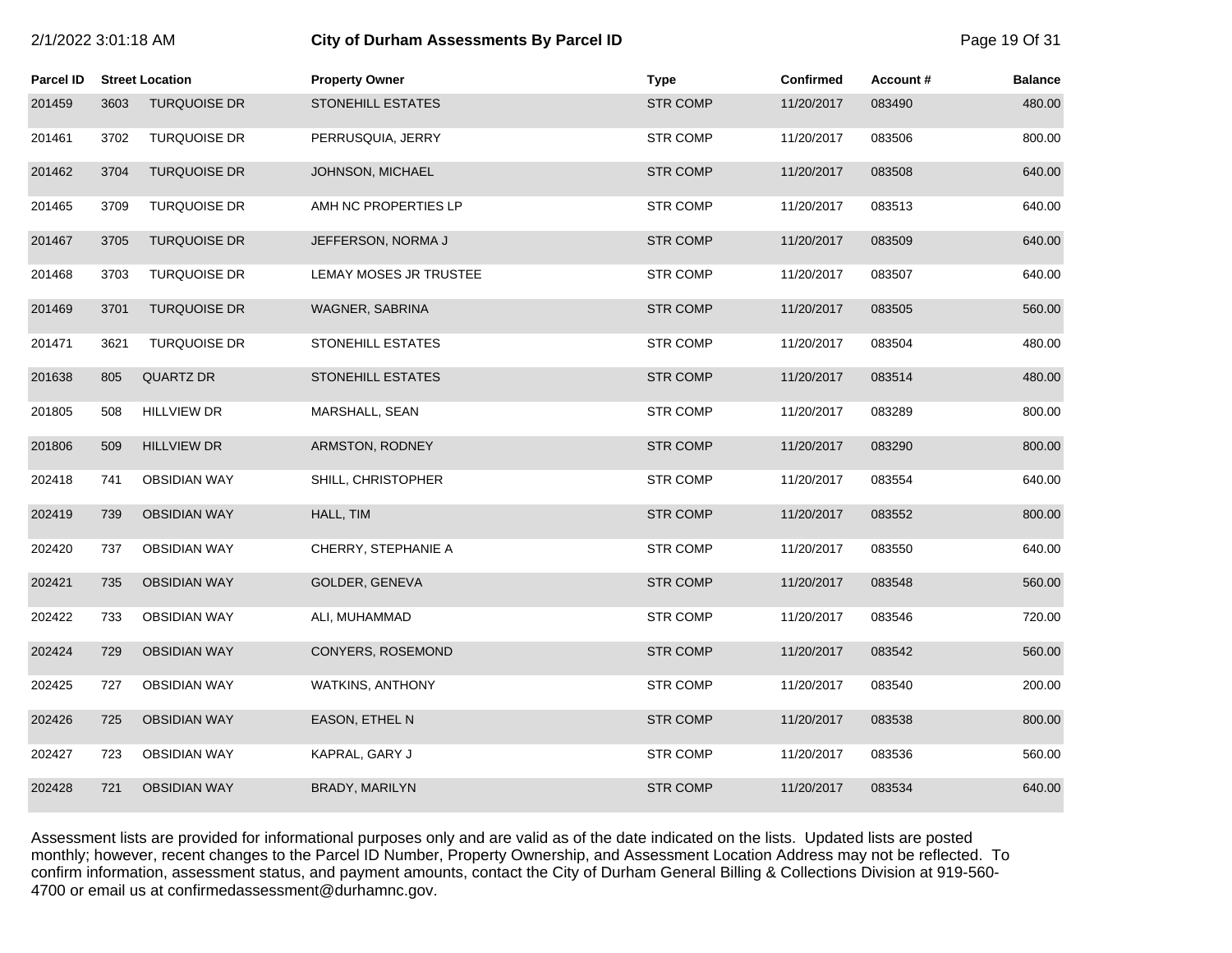| Parcel ID | Street Location | | Property Owner | Type | Confirmed | Account # | Balance |
|---|---|---|---|---|---|---|---|
| 201459 | 3603 | TURQUOISE DR | STONEHILL ESTATES | STR COMP | 11/20/2017 | 083490 | 480.00 |
| 201461 | 3702 | TURQUOISE DR | PERRUSQUIA, JERRY | STR COMP | 11/20/2017 | 083506 | 800.00 |
| 201462 | 3704 | TURQUOISE DR | JOHNSON, MICHAEL | STR COMP | 11/20/2017 | 083508 | 640.00 |
| 201465 | 3709 | TURQUOISE DR | AMH NC PROPERTIES LP | STR COMP | 11/20/2017 | 083513 | 640.00 |
| 201467 | 3705 | TURQUOISE DR | JEFFERSON, NORMA J | STR COMP | 11/20/2017 | 083509 | 640.00 |
| 201468 | 3703 | TURQUOISE DR | LEMAY MOSES JR TRUSTEE | STR COMP | 11/20/2017 | 083507 | 640.00 |
| 201469 | 3701 | TURQUOISE DR | WAGNER, SABRINA | STR COMP | 11/20/2017 | 083505 | 560.00 |
| 201471 | 3621 | TURQUOISE DR | STONEHILL ESTATES | STR COMP | 11/20/2017 | 083504 | 480.00 |
| 201638 | 805 | QUARTZ DR | STONEHILL ESTATES | STR COMP | 11/20/2017 | 083514 | 480.00 |
| 201805 | 508 | HILLVIEW DR | MARSHALL, SEAN | STR COMP | 11/20/2017 | 083289 | 800.00 |
| 201806 | 509 | HILLVIEW DR | ARMSTON, RODNEY | STR COMP | 11/20/2017 | 083290 | 800.00 |
| 202418 | 741 | OBSIDIAN WAY | SHILL, CHRISTOPHER | STR COMP | 11/20/2017 | 083554 | 640.00 |
| 202419 | 739 | OBSIDIAN WAY | HALL, TIM | STR COMP | 11/20/2017 | 083552 | 800.00 |
| 202420 | 737 | OBSIDIAN WAY | CHERRY, STEPHANIE A | STR COMP | 11/20/2017 | 083550 | 640.00 |
| 202421 | 735 | OBSIDIAN WAY | GOLDER, GENEVA | STR COMP | 11/20/2017 | 083548 | 560.00 |
| 202422 | 733 | OBSIDIAN WAY | ALI, MUHAMMAD | STR COMP | 11/20/2017 | 083546 | 720.00 |
| 202424 | 729 | OBSIDIAN WAY | CONYERS, ROSEMOND | STR COMP | 11/20/2017 | 083542 | 560.00 |
| 202425 | 727 | OBSIDIAN WAY | WATKINS, ANTHONY | STR COMP | 11/20/2017 | 083540 | 200.00 |
| 202426 | 725 | OBSIDIAN WAY | EASON, ETHEL N | STR COMP | 11/20/2017 | 083538 | 800.00 |
| 202427 | 723 | OBSIDIAN WAY | KAPRAL, GARY J | STR COMP | 11/20/2017 | 083536 | 560.00 |
| 202428 | 721 | OBSIDIAN WAY | BRADY, MARILYN | STR COMP | 11/20/2017 | 083534 | 640.00 |

Assessment lists are provided for informational purposes only and are valid as of the date indicated on the lists. Updated lists are posted monthly; however, recent changes to the Parcel ID Number, Property Ownership, and Assessment Location Address may not be reflected. To confirm information, assessment status, and payment amounts, contact the City of Durham General Billing & Collections Division at 919-560-4700 or email us at confirmedassessment@durhamnc.gov.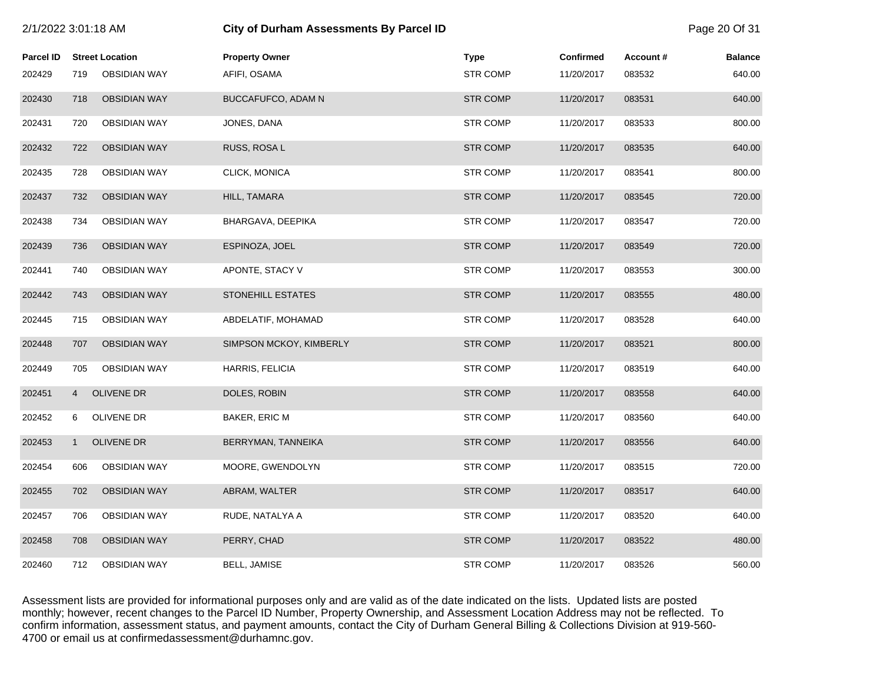| Parcel ID | Street Location | | Property Owner | Type | Confirmed | Account # | Balance |
|---|---|---|---|---|---|---|---|
| 202429 | 719 | OBSIDIAN WAY | AFIFI, OSAMA | STR COMP | 11/20/2017 | 083532 | 640.00 |
| 202430 | 718 | OBSIDIAN WAY | BUCCAFUFCO, ADAM N | STR COMP | 11/20/2017 | 083531 | 640.00 |
| 202431 | 720 | OBSIDIAN WAY | JONES, DANA | STR COMP | 11/20/2017 | 083533 | 800.00 |
| 202432 | 722 | OBSIDIAN WAY | RUSS, ROSA L | STR COMP | 11/20/2017 | 083535 | 640.00 |
| 202435 | 728 | OBSIDIAN WAY | CLICK, MONICA | STR COMP | 11/20/2017 | 083541 | 800.00 |
| 202437 | 732 | OBSIDIAN WAY | HILL, TAMARA | STR COMP | 11/20/2017 | 083545 | 720.00 |
| 202438 | 734 | OBSIDIAN WAY | BHARGAVA, DEEPIKA | STR COMP | 11/20/2017 | 083547 | 720.00 |
| 202439 | 736 | OBSIDIAN WAY | ESPINOZA, JOEL | STR COMP | 11/20/2017 | 083549 | 720.00 |
| 202441 | 740 | OBSIDIAN WAY | APONTE, STACY V | STR COMP | 11/20/2017 | 083553 | 300.00 |
| 202442 | 743 | OBSIDIAN WAY | STONEHILL ESTATES | STR COMP | 11/20/2017 | 083555 | 480.00 |
| 202445 | 715 | OBSIDIAN WAY | ABDELATIF, MOHAMAD | STR COMP | 11/20/2017 | 083528 | 640.00 |
| 202448 | 707 | OBSIDIAN WAY | SIMPSON MCKOY, KIMBERLY | STR COMP | 11/20/2017 | 083521 | 800.00 |
| 202449 | 705 | OBSIDIAN WAY | HARRIS, FELICIA | STR COMP | 11/20/2017 | 083519 | 640.00 |
| 202451 | 4 | OLIVENE DR | DOLES, ROBIN | STR COMP | 11/20/2017 | 083558 | 640.00 |
| 202452 | 6 | OLIVENE DR | BAKER, ERIC M | STR COMP | 11/20/2017 | 083560 | 640.00 |
| 202453 | 1 | OLIVENE DR | BERRYMAN, TANNEIKA | STR COMP | 11/20/2017 | 083556 | 640.00 |
| 202454 | 606 | OBSIDIAN WAY | MOORE, GWENDOLYN | STR COMP | 11/20/2017 | 083515 | 720.00 |
| 202455 | 702 | OBSIDIAN WAY | ABRAM, WALTER | STR COMP | 11/20/2017 | 083517 | 640.00 |
| 202457 | 706 | OBSIDIAN WAY | RUDE, NATALYA A | STR COMP | 11/20/2017 | 083520 | 640.00 |
| 202458 | 708 | OBSIDIAN WAY | PERRY, CHAD | STR COMP | 11/20/2017 | 083522 | 480.00 |
| 202460 | 712 | OBSIDIAN WAY | BELL, JAMISE | STR COMP | 11/20/2017 | 083526 | 560.00 |

Assessment lists are provided for informational purposes only and are valid as of the date indicated on the lists. Updated lists are posted monthly; however, recent changes to the Parcel ID Number, Property Ownership, and Assessment Location Address may not be reflected. To confirm information, assessment status, and payment amounts, contact the City of Durham General Billing & Collections Division at 919-560-4700 or email us at confirmedassessment@durhamnc.gov.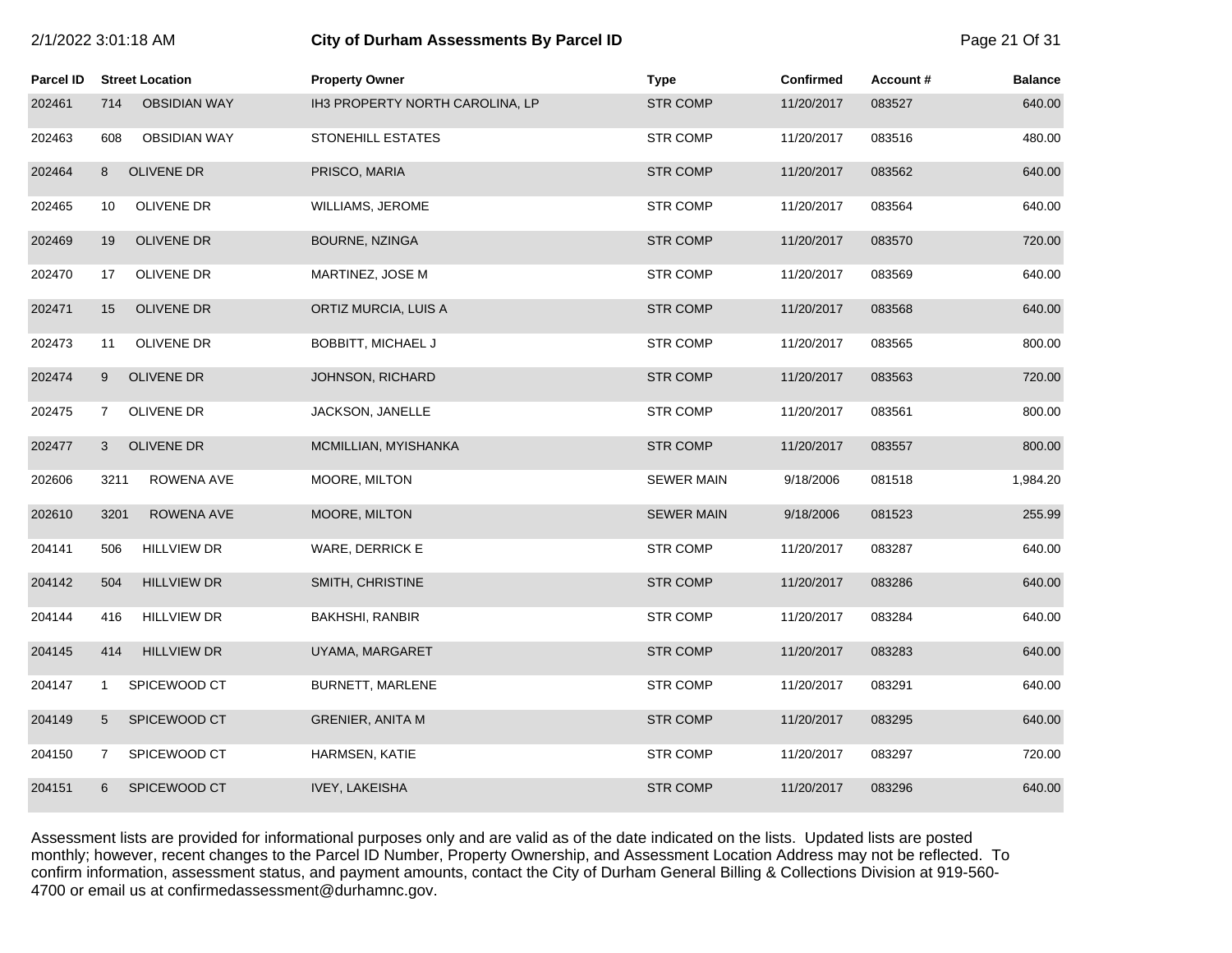| Parcel ID | Street Location | | Property Owner | Type | Confirmed | Account # | Balance |
|---|---|---|---|---|---|---|---|
| 202461 | 714 | OBSIDIAN WAY | IH3 PROPERTY NORTH CAROLINA, LP | STR COMP | 11/20/2017 | 083527 | 640.00 |
| 202463 | 608 | OBSIDIAN WAY | STONEHILL ESTATES | STR COMP | 11/20/2017 | 083516 | 480.00 |
| 202464 | 8 | OLIVENE DR | PRISCO, MARIA | STR COMP | 11/20/2017 | 083562 | 640.00 |
| 202465 | 10 | OLIVENE DR | WILLIAMS, JEROME | STR COMP | 11/20/2017 | 083564 | 640.00 |
| 202469 | 19 | OLIVENE DR | BOURNE, NZINGA | STR COMP | 11/20/2017 | 083570 | 720.00 |
| 202470 | 17 | OLIVENE DR | MARTINEZ, JOSE M | STR COMP | 11/20/2017 | 083569 | 640.00 |
| 202471 | 15 | OLIVENE DR | ORTIZ MURCIA, LUIS A | STR COMP | 11/20/2017 | 083568 | 640.00 |
| 202473 | 11 | OLIVENE DR | BOBBITT, MICHAEL J | STR COMP | 11/20/2017 | 083565 | 800.00 |
| 202474 | 9 | OLIVENE DR | JOHNSON, RICHARD | STR COMP | 11/20/2017 | 083563 | 720.00 |
| 202475 | 7 | OLIVENE DR | JACKSON, JANELLE | STR COMP | 11/20/2017 | 083561 | 800.00 |
| 202477 | 3 | OLIVENE DR | MCMILLIAN, MYISHANKA | STR COMP | 11/20/2017 | 083557 | 800.00 |
| 202606 | 3211 | ROWENA AVE | MOORE, MILTON | SEWER MAIN | 9/18/2006 | 081518 | 1,984.20 |
| 202610 | 3201 | ROWENA AVE | MOORE, MILTON | SEWER MAIN | 9/18/2006 | 081523 | 255.99 |
| 204141 | 506 | HILLVIEW DR | WARE, DERRICK E | STR COMP | 11/20/2017 | 083287 | 640.00 |
| 204142 | 504 | HILLVIEW DR | SMITH, CHRISTINE | STR COMP | 11/20/2017 | 083286 | 640.00 |
| 204144 | 416 | HILLVIEW DR | BAKHSHI, RANBIR | STR COMP | 11/20/2017 | 083284 | 640.00 |
| 204145 | 414 | HILLVIEW DR | UYAMA, MARGARET | STR COMP | 11/20/2017 | 083283 | 640.00 |
| 204147 | 1 | SPICEWOOD CT | BURNETT, MARLENE | STR COMP | 11/20/2017 | 083291 | 640.00 |
| 204149 | 5 | SPICEWOOD CT | GRENIER, ANITA M | STR COMP | 11/20/2017 | 083295 | 640.00 |
| 204150 | 7 | SPICEWOOD CT | HARMSEN, KATIE | STR COMP | 11/20/2017 | 083297 | 720.00 |
| 204151 | 6 | SPICEWOOD CT | IVEY, LAKEISHA | STR COMP | 11/20/2017 | 083296 | 640.00 |

Assessment lists are provided for informational purposes only and are valid as of the date indicated on the lists. Updated lists are posted monthly; however, recent changes to the Parcel ID Number, Property Ownership, and Assessment Location Address may not be reflected. To confirm information, assessment status, and payment amounts, contact the City of Durham General Billing & Collections Division at 919-560-4700 or email us at confirmedassessment@durhamnc.gov.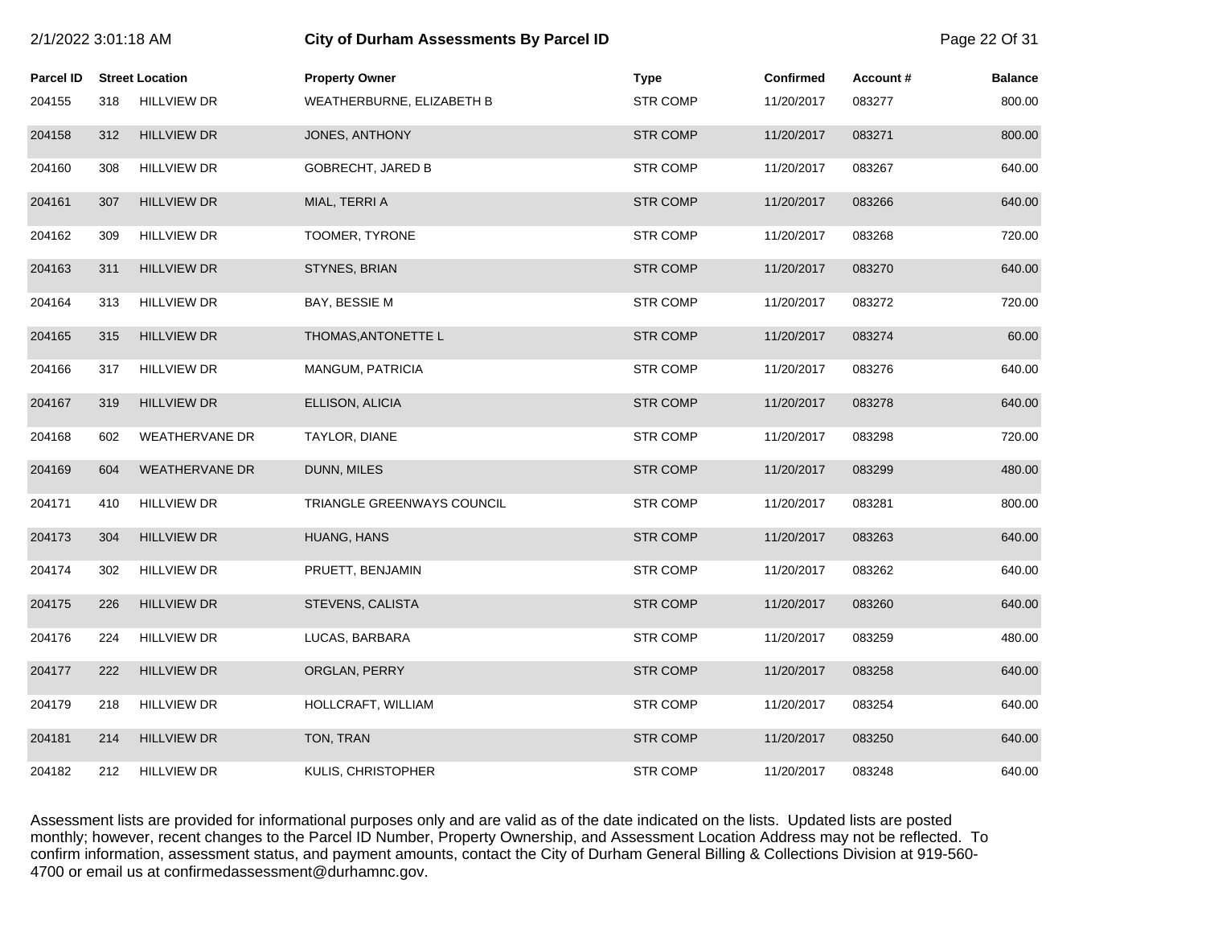| Parcel ID | Street Location | | Property Owner | Type | Confirmed | Account # | Balance |
|---|---|---|---|---|---|---|---|
| 204155 | 318 | HILLVIEW DR | WEATHERBURNE, ELIZABETH B | STR COMP | 11/20/2017 | 083277 | 800.00 |
| 204158 | 312 | HILLVIEW DR | JONES, ANTHONY | STR COMP | 11/20/2017 | 083271 | 800.00 |
| 204160 | 308 | HILLVIEW DR | GOBRECHT, JARED B | STR COMP | 11/20/2017 | 083267 | 640.00 |
| 204161 | 307 | HILLVIEW DR | MIAL, TERRI A | STR COMP | 11/20/2017 | 083266 | 640.00 |
| 204162 | 309 | HILLVIEW DR | TOOMER, TYRONE | STR COMP | 11/20/2017 | 083268 | 720.00 |
| 204163 | 311 | HILLVIEW DR | STYNES, BRIAN | STR COMP | 11/20/2017 | 083270 | 640.00 |
| 204164 | 313 | HILLVIEW DR | BAY, BESSIE M | STR COMP | 11/20/2017 | 083272 | 720.00 |
| 204165 | 315 | HILLVIEW DR | THOMAS,ANTONETTE L | STR COMP | 11/20/2017 | 083274 | 60.00 |
| 204166 | 317 | HILLVIEW DR | MANGUM, PATRICIA | STR COMP | 11/20/2017 | 083276 | 640.00 |
| 204167 | 319 | HILLVIEW DR | ELLISON, ALICIA | STR COMP | 11/20/2017 | 083278 | 640.00 |
| 204168 | 602 | WEATHERVANE DR | TAYLOR, DIANE | STR COMP | 11/20/2017 | 083298 | 720.00 |
| 204169 | 604 | WEATHERVANE DR | DUNN, MILES | STR COMP | 11/20/2017 | 083299 | 480.00 |
| 204171 | 410 | HILLVIEW DR | TRIANGLE GREENWAYS COUNCIL | STR COMP | 11/20/2017 | 083281 | 800.00 |
| 204173 | 304 | HILLVIEW DR | HUANG, HANS | STR COMP | 11/20/2017 | 083263 | 640.00 |
| 204174 | 302 | HILLVIEW DR | PRUETT, BENJAMIN | STR COMP | 11/20/2017 | 083262 | 640.00 |
| 204175 | 226 | HILLVIEW DR | STEVENS, CALISTA | STR COMP | 11/20/2017 | 083260 | 640.00 |
| 204176 | 224 | HILLVIEW DR | LUCAS, BARBARA | STR COMP | 11/20/2017 | 083259 | 480.00 |
| 204177 | 222 | HILLVIEW DR | ORGLAN, PERRY | STR COMP | 11/20/2017 | 083258 | 640.00 |
| 204179 | 218 | HILLVIEW DR | HOLLCRAFT, WILLIAM | STR COMP | 11/20/2017 | 083254 | 640.00 |
| 204181 | 214 | HILLVIEW DR | TON, TRAN | STR COMP | 11/20/2017 | 083250 | 640.00 |
| 204182 | 212 | HILLVIEW DR | KULIS, CHRISTOPHER | STR COMP | 11/20/2017 | 083248 | 640.00 |

Assessment lists are provided for informational purposes only and are valid as of the date indicated on the lists. Updated lists are posted monthly; however, recent changes to the Parcel ID Number, Property Ownership, and Assessment Location Address may not be reflected. To confirm information, assessment status, and payment amounts, contact the City of Durham General Billing & Collections Division at 919-560-4700 or email us at confirmedassessment@durhamnc.gov.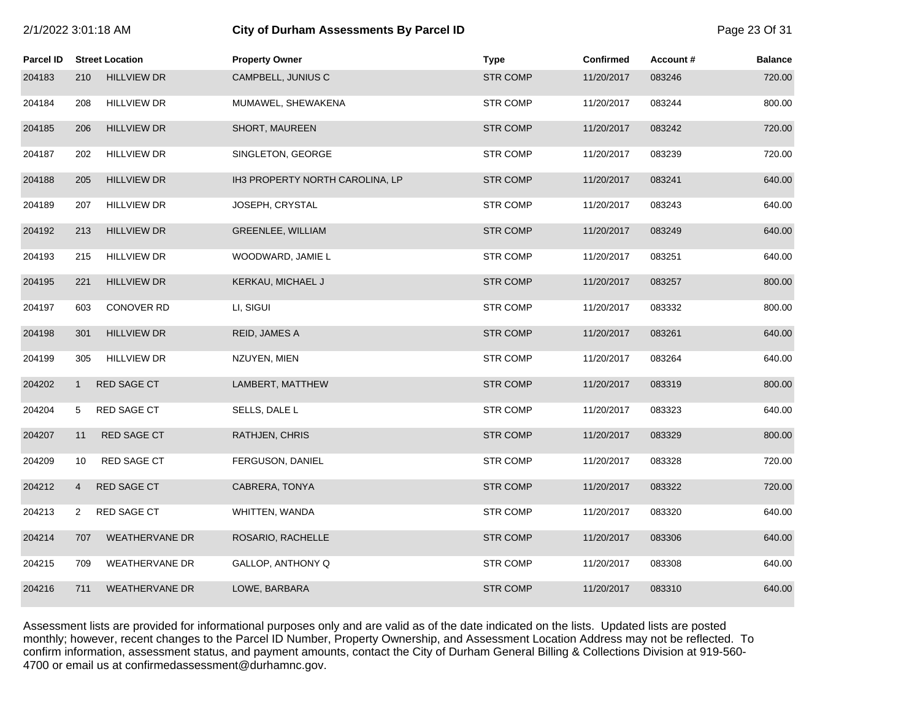# City of Durham Assessments By Parcel ID

2/1/2022 3:01:18 AM

| Parcel ID | Street Location | Property Owner | Type | Confirmed | Account # | Balance |
|---|---|---|---|---|---|---|
| 204183 | 210 HILLVIEW DR | CAMPBELL, JUNIUS C | STR COMP | 11/20/2017 | 083246 | 720.00 |
| 204184 | 208 HILLVIEW DR | MUMAWEL, SHEWAKENA | STR COMP | 11/20/2017 | 083244 | 800.00 |
| 204185 | 206 HILLVIEW DR | SHORT, MAUREEN | STR COMP | 11/20/2017 | 083242 | 720.00 |
| 204187 | 202 HILLVIEW DR | SINGLETON, GEORGE | STR COMP | 11/20/2017 | 083239 | 720.00 |
| 204188 | 205 HILLVIEW DR | IH3 PROPERTY NORTH CAROLINA, LP | STR COMP | 11/20/2017 | 083241 | 640.00 |
| 204189 | 207 HILLVIEW DR | JOSEPH, CRYSTAL | STR COMP | 11/20/2017 | 083243 | 640.00 |
| 204192 | 213 HILLVIEW DR | GREENLEE, WILLIAM | STR COMP | 11/20/2017 | 083249 | 640.00 |
| 204193 | 215 HILLVIEW DR | WOODWARD, JAMIE L | STR COMP | 11/20/2017 | 083251 | 640.00 |
| 204195 | 221 HILLVIEW DR | KERKAU, MICHAEL J | STR COMP | 11/20/2017 | 083257 | 800.00 |
| 204197 | 603 CONOVER RD | LI, SIGUI | STR COMP | 11/20/2017 | 083332 | 800.00 |
| 204198 | 301 HILLVIEW DR | REID, JAMES A | STR COMP | 11/20/2017 | 083261 | 640.00 |
| 204199 | 305 HILLVIEW DR | NZUYEN, MIEN | STR COMP | 11/20/2017 | 083264 | 640.00 |
| 204202 | 1 RED SAGE CT | LAMBERT, MATTHEW | STR COMP | 11/20/2017 | 083319 | 800.00 |
| 204204 | 5 RED SAGE CT | SELLS, DALE L | STR COMP | 11/20/2017 | 083323 | 640.00 |
| 204207 | 11 RED SAGE CT | RATHJEN, CHRIS | STR COMP | 11/20/2017 | 083329 | 800.00 |
| 204209 | 10 RED SAGE CT | FERGUSON, DANIEL | STR COMP | 11/20/2017 | 083328 | 720.00 |
| 204212 | 4 RED SAGE CT | CABRERA, TONYA | STR COMP | 11/20/2017 | 083322 | 720.00 |
| 204213 | 2 RED SAGE CT | WHITTEN, WANDA | STR COMP | 11/20/2017 | 083320 | 640.00 |
| 204214 | 707 WEATHERVANE DR | ROSARIO, RACHELLE | STR COMP | 11/20/2017 | 083306 | 640.00 |
| 204215 | 709 WEATHERVANE DR | GALLOP, ANTHONY Q | STR COMP | 11/20/2017 | 083308 | 640.00 |
| 204216 | 711 WEATHERVANE DR | LOWE, BARBARA | STR COMP | 11/20/2017 | 083310 | 640.00 |

Assessment lists are provided for informational purposes only and are valid as of the date indicated on the lists. Updated lists are posted monthly; however, recent changes to the Parcel ID Number, Property Ownership, and Assessment Location Address may not be reflected. To confirm information, assessment status, and payment amounts, contact the City of Durham General Billing & Collections Division at 919-560-4700 or email us at confirmedassessment@durhamnc.gov.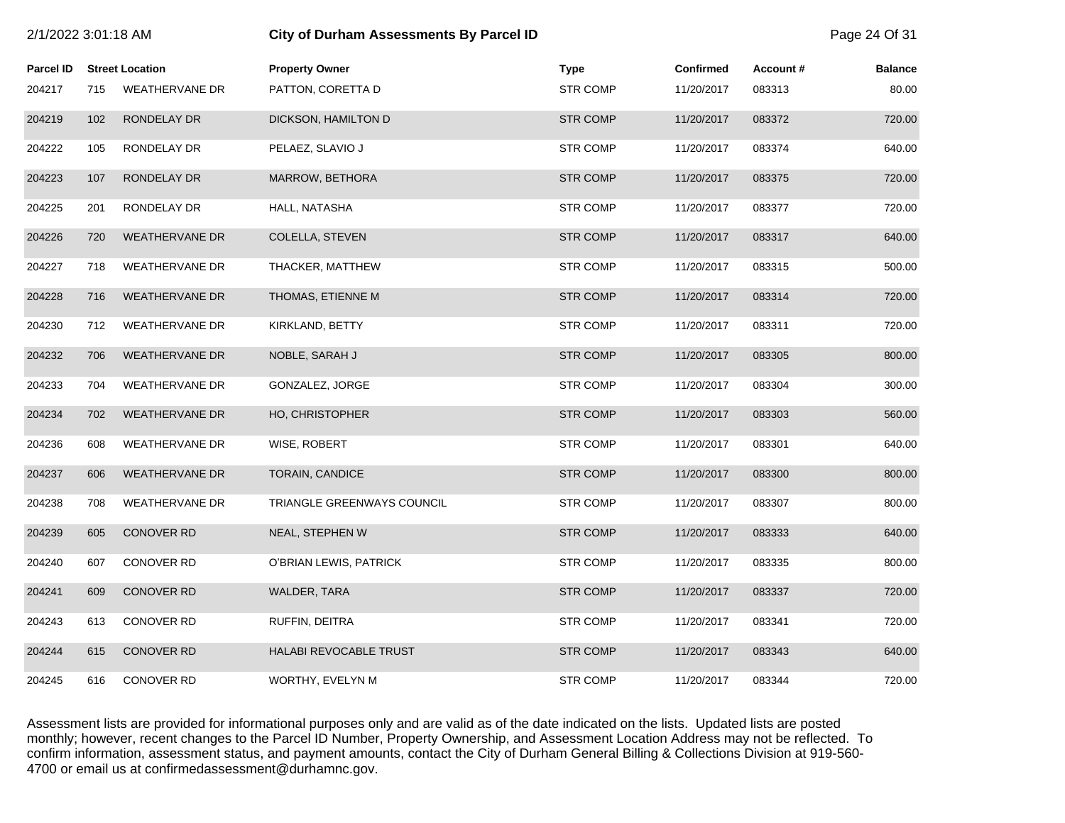| Parcel ID | Street Location | | Property Owner | Type | Confirmed | Account # | Balance |
|---|---|---|---|---|---|---|---|
| 204217 | 715 | WEATHERVANE DR | PATTON, CORETTA D | STR COMP | 11/20/2017 | 083313 | 80.00 |
| 204219 | 102 | RONDELAY DR | DICKSON, HAMILTON D | STR COMP | 11/20/2017 | 083372 | 720.00 |
| 204222 | 105 | RONDELAY DR | PELAEZ, SLAVIO J | STR COMP | 11/20/2017 | 083374 | 640.00 |
| 204223 | 107 | RONDELAY DR | MARROW, BETHORA | STR COMP | 11/20/2017 | 083375 | 720.00 |
| 204225 | 201 | RONDELAY DR | HALL, NATASHA | STR COMP | 11/20/2017 | 083377 | 720.00 |
| 204226 | 720 | WEATHERVANE DR | COLELLA, STEVEN | STR COMP | 11/20/2017 | 083317 | 640.00 |
| 204227 | 718 | WEATHERVANE DR | THACKER, MATTHEW | STR COMP | 11/20/2017 | 083315 | 500.00 |
| 204228 | 716 | WEATHERVANE DR | THOMAS, ETIENNE M | STR COMP | 11/20/2017 | 083314 | 720.00 |
| 204230 | 712 | WEATHERVANE DR | KIRKLAND, BETTY | STR COMP | 11/20/2017 | 083311 | 720.00 |
| 204232 | 706 | WEATHERVANE DR | NOBLE, SARAH J | STR COMP | 11/20/2017 | 083305 | 800.00 |
| 204233 | 704 | WEATHERVANE DR | GONZALEZ, JORGE | STR COMP | 11/20/2017 | 083304 | 300.00 |
| 204234 | 702 | WEATHERVANE DR | HO, CHRISTOPHER | STR COMP | 11/20/2017 | 083303 | 560.00 |
| 204236 | 608 | WEATHERVANE DR | WISE, ROBERT | STR COMP | 11/20/2017 | 083301 | 640.00 |
| 204237 | 606 | WEATHERVANE DR | TORAIN, CANDICE | STR COMP | 11/20/2017 | 083300 | 800.00 |
| 204238 | 708 | WEATHERVANE DR | TRIANGLE GREENWAYS COUNCIL | STR COMP | 11/20/2017 | 083307 | 800.00 |
| 204239 | 605 | CONOVER RD | NEAL, STEPHEN W | STR COMP | 11/20/2017 | 083333 | 640.00 |
| 204240 | 607 | CONOVER RD | O'BRIAN LEWIS, PATRICK | STR COMP | 11/20/2017 | 083335 | 800.00 |
| 204241 | 609 | CONOVER RD | WALDER, TARA | STR COMP | 11/20/2017 | 083337 | 720.00 |
| 204243 | 613 | CONOVER RD | RUFFIN, DEITRA | STR COMP | 11/20/2017 | 083341 | 720.00 |
| 204244 | 615 | CONOVER RD | HALABI REVOCABLE TRUST | STR COMP | 11/20/2017 | 083343 | 640.00 |
| 204245 | 616 | CONOVER RD | WORTHY, EVELYN M | STR COMP | 11/20/2017 | 083344 | 720.00 |

Assessment lists are provided for informational purposes only and are valid as of the date indicated on the lists. Updated lists are posted monthly; however, recent changes to the Parcel ID Number, Property Ownership, and Assessment Location Address may not be reflected. To confirm information, assessment status, and payment amounts, contact the City of Durham General Billing & Collections Division at 919-560-4700 or email us at confirmedassessment@durhamnc.gov.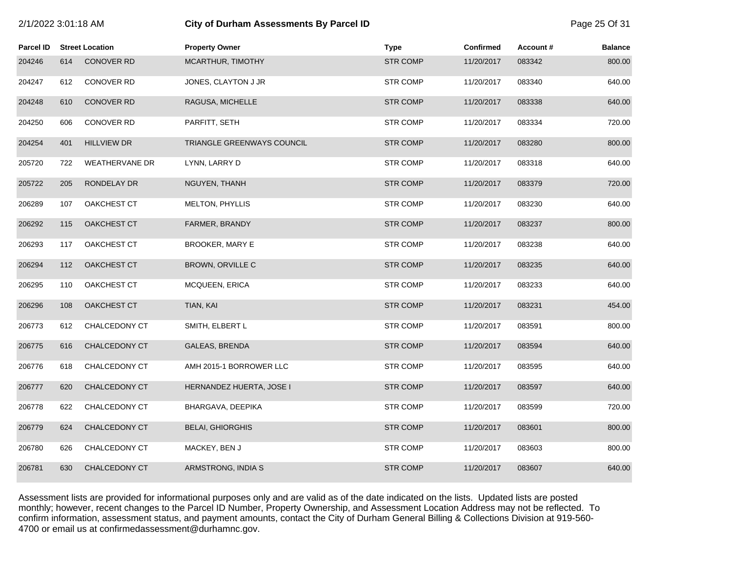# City of Durham Assessments By Parcel ID

| Parcel ID | Street Location | | Property Owner | Type | Confirmed | Account # | Balance |
|---|---|---|---|---|---|---|---|
| 204246 | 614 | CONOVER RD | MCARTHUR, TIMOTHY | STR COMP | 11/20/2017 | 083342 | 800.00 |
| 204247 | 612 | CONOVER RD | JONES, CLAYTON J JR | STR COMP | 11/20/2017 | 083340 | 640.00 |
| 204248 | 610 | CONOVER RD | RAGUSA, MICHELLE | STR COMP | 11/20/2017 | 083338 | 640.00 |
| 204250 | 606 | CONOVER RD | PARFITT, SETH | STR COMP | 11/20/2017 | 083334 | 720.00 |
| 204254 | 401 | HILLVIEW DR | TRIANGLE GREENWAYS COUNCIL | STR COMP | 11/20/2017 | 083280 | 800.00 |
| 205720 | 722 | WEATHERVANE DR | LYNN, LARRY D | STR COMP | 11/20/2017 | 083318 | 640.00 |
| 205722 | 205 | RONDELAY DR | NGUYEN, THANH | STR COMP | 11/20/2017 | 083379 | 720.00 |
| 206289 | 107 | OAKCHEST CT | MELTON, PHYLLIS | STR COMP | 11/20/2017 | 083230 | 640.00 |
| 206292 | 115 | OAKCHEST CT | FARMER, BRANDY | STR COMP | 11/20/2017 | 083237 | 800.00 |
| 206293 | 117 | OAKCHEST CT | BROOKER, MARY E | STR COMP | 11/20/2017 | 083238 | 640.00 |
| 206294 | 112 | OAKCHEST CT | BROWN, ORVILLE C | STR COMP | 11/20/2017 | 083235 | 640.00 |
| 206295 | 110 | OAKCHEST CT | MCQUEEN, ERICA | STR COMP | 11/20/2017 | 083233 | 640.00 |
| 206296 | 108 | OAKCHEST CT | TIAN, KAI | STR COMP | 11/20/2017 | 083231 | 454.00 |
| 206773 | 612 | CHALCEDONY CT | SMITH, ELBERT L | STR COMP | 11/20/2017 | 083591 | 800.00 |
| 206775 | 616 | CHALCEDONY CT | GALEAS, BRENDA | STR COMP | 11/20/2017 | 083594 | 640.00 |
| 206776 | 618 | CHALCEDONY CT | AMH 2015-1 BORROWER LLC | STR COMP | 11/20/2017 | 083595 | 640.00 |
| 206777 | 620 | CHALCEDONY CT | HERNANDEZ HUERTA, JOSE I | STR COMP | 11/20/2017 | 083597 | 640.00 |
| 206778 | 622 | CHALCEDONY CT | BHARGAVA, DEEPIKA | STR COMP | 11/20/2017 | 083599 | 720.00 |
| 206779 | 624 | CHALCEDONY CT | BELAI, GHIORGHIS | STR COMP | 11/20/2017 | 083601 | 800.00 |
| 206780 | 626 | CHALCEDONY CT | MACKEY, BEN J | STR COMP | 11/20/2017 | 083603 | 800.00 |
| 206781 | 630 | CHALCEDONY CT | ARMSTRONG, INDIA S | STR COMP | 11/20/2017 | 083607 | 640.00 |

Assessment lists are provided for informational purposes only and are valid as of the date indicated on the lists. Updated lists are posted monthly; however, recent changes to the Parcel ID Number, Property Ownership, and Assessment Location Address may not be reflected. To confirm information, assessment status, and payment amounts, contact the City of Durham General Billing & Collections Division at 919-560-4700 or email us at confirmedassessment@durhamnc.gov.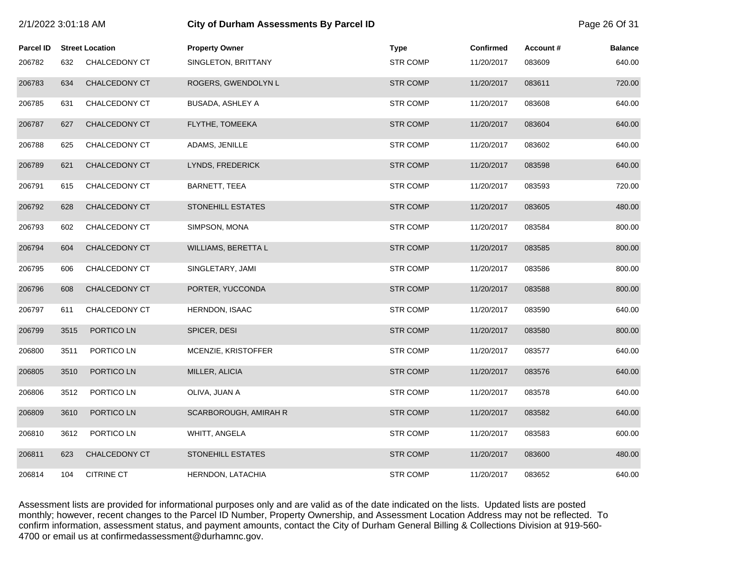# City of Durham Assessments By Parcel ID

2/1/2022 3:01:18 AM

| Parcel ID | Street Location | | Property Owner | Type | Confirmed | Account # | Balance |
|---|---|---|---|---|---|---|---|
| 206782 | 632 | CHALCEDONY CT | SINGLETON, BRITTANY | STR COMP | 11/20/2017 | 083609 | 640.00 |
| 206783 | 634 | CHALCEDONY CT | ROGERS, GWENDOLYN L | STR COMP | 11/20/2017 | 083611 | 720.00 |
| 206785 | 631 | CHALCEDONY CT | BUSADA, ASHLEY A | STR COMP | 11/20/2017 | 083608 | 640.00 |
| 206787 | 627 | CHALCEDONY CT | FLYTHE, TOMEEKA | STR COMP | 11/20/2017 | 083604 | 640.00 |
| 206788 | 625 | CHALCEDONY CT | ADAMS, JENILLE | STR COMP | 11/20/2017 | 083602 | 640.00 |
| 206789 | 621 | CHALCEDONY CT | LYNDS, FREDERICK | STR COMP | 11/20/2017 | 083598 | 640.00 |
| 206791 | 615 | CHALCEDONY CT | BARNETT, TEEA | STR COMP | 11/20/2017 | 083593 | 720.00 |
| 206792 | 628 | CHALCEDONY CT | STONEHILL ESTATES | STR COMP | 11/20/2017 | 083605 | 480.00 |
| 206793 | 602 | CHALCEDONY CT | SIMPSON, MONA | STR COMP | 11/20/2017 | 083584 | 800.00 |
| 206794 | 604 | CHALCEDONY CT | WILLIAMS, BERETTA L | STR COMP | 11/20/2017 | 083585 | 800.00 |
| 206795 | 606 | CHALCEDONY CT | SINGLETARY, JAMI | STR COMP | 11/20/2017 | 083586 | 800.00 |
| 206796 | 608 | CHALCEDONY CT | PORTER, YUCCONDA | STR COMP | 11/20/2017 | 083588 | 800.00 |
| 206797 | 611 | CHALCEDONY CT | HERNDON, ISAAC | STR COMP | 11/20/2017 | 083590 | 640.00 |
| 206799 | 3515 | PORTICO LN | SPICER, DESI | STR COMP | 11/20/2017 | 083580 | 800.00 |
| 206800 | 3511 | PORTICO LN | MCENZIE, KRISTOFFER | STR COMP | 11/20/2017 | 083577 | 640.00 |
| 206805 | 3510 | PORTICO LN | MILLER, ALICIA | STR COMP | 11/20/2017 | 083576 | 640.00 |
| 206806 | 3512 | PORTICO LN | OLIVA, JUAN A | STR COMP | 11/20/2017 | 083578 | 640.00 |
| 206809 | 3610 | PORTICO LN | SCARBOROUGH, AMIRAH R | STR COMP | 11/20/2017 | 083582 | 640.00 |
| 206810 | 3612 | PORTICO LN | WHITT, ANGELA | STR COMP | 11/20/2017 | 083583 | 600.00 |
| 206811 | 623 | CHALCEDONY CT | STONEHILL ESTATES | STR COMP | 11/20/2017 | 083600 | 480.00 |
| 206814 | 104 | CITRINE CT | HERNDON, LATACHIA | STR COMP | 11/20/2017 | 083652 | 640.00 |

Assessment lists are provided for informational purposes only and are valid as of the date indicated on the lists. Updated lists are posted monthly; however, recent changes to the Parcel ID Number, Property Ownership, and Assessment Location Address may not be reflected. To confirm information, assessment status, and payment amounts, contact the City of Durham General Billing & Collections Division at 919-560-4700 or email us at confirmedassessment@durhamnc.gov.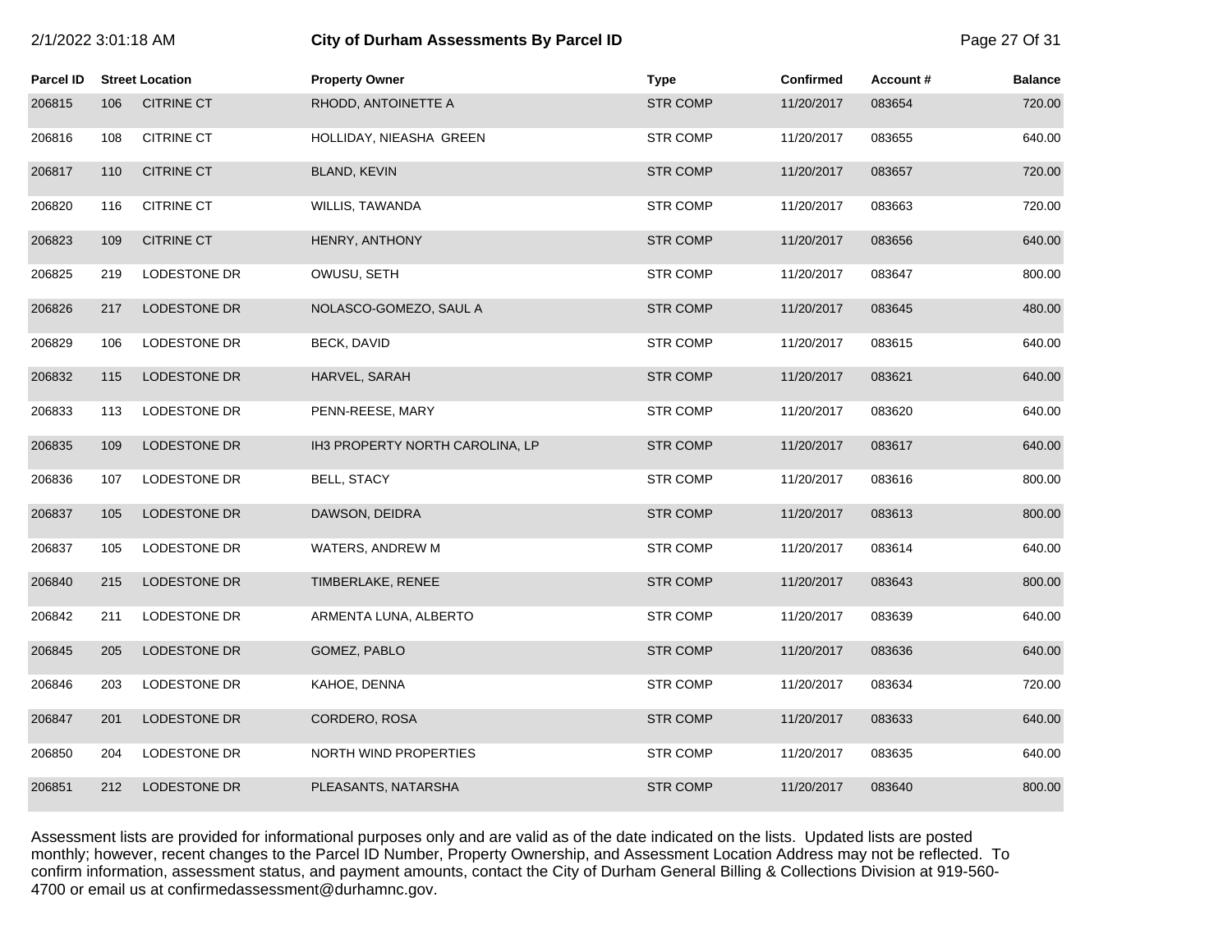## City of Durham Assessments By Parcel ID

2/1/2022 3:01:18 AM

| Parcel ID | Street Location | | Property Owner | Type | Confirmed | Account # | Balance |
|---|---|---|---|---|---|---|---|
| 206815 | 106 | CITRINE CT | RHODD, ANTOINETTE A | STR COMP | 11/20/2017 | 083654 | 720.00 |
| 206816 | 108 | CITRINE CT | HOLLIDAY, NIEASHA GREEN | STR COMP | 11/20/2017 | 083655 | 640.00 |
| 206817 | 110 | CITRINE CT | BLAND, KEVIN | STR COMP | 11/20/2017 | 083657 | 720.00 |
| 206820 | 116 | CITRINE CT | WILLIS, TAWANDA | STR COMP | 11/20/2017 | 083663 | 720.00 |
| 206823 | 109 | CITRINE CT | HENRY, ANTHONY | STR COMP | 11/20/2017 | 083656 | 640.00 |
| 206825 | 219 | LODESTONE DR | OWUSU, SETH | STR COMP | 11/20/2017 | 083647 | 800.00 |
| 206826 | 217 | LODESTONE DR | NOLASCO-GOMEZO, SAUL A | STR COMP | 11/20/2017 | 083645 | 480.00 |
| 206829 | 106 | LODESTONE DR | BECK, DAVID | STR COMP | 11/20/2017 | 083615 | 640.00 |
| 206832 | 115 | LODESTONE DR | HARVEL, SARAH | STR COMP | 11/20/2017 | 083621 | 640.00 |
| 206833 | 113 | LODESTONE DR | PENN-REESE, MARY | STR COMP | 11/20/2017 | 083620 | 640.00 |
| 206835 | 109 | LODESTONE DR | IH3 PROPERTY NORTH CAROLINA, LP | STR COMP | 11/20/2017 | 083617 | 640.00 |
| 206836 | 107 | LODESTONE DR | BELL, STACY | STR COMP | 11/20/2017 | 083616 | 800.00 |
| 206837 | 105 | LODESTONE DR | DAWSON, DEIDRA | STR COMP | 11/20/2017 | 083613 | 800.00 |
| 206837 | 105 | LODESTONE DR | WATERS, ANDREW M | STR COMP | 11/20/2017 | 083614 | 640.00 |
| 206840 | 215 | LODESTONE DR | TIMBERLAKE, RENEE | STR COMP | 11/20/2017 | 083643 | 800.00 |
| 206842 | 211 | LODESTONE DR | ARMENTA LUNA, ALBERTO | STR COMP | 11/20/2017 | 083639 | 640.00 |
| 206845 | 205 | LODESTONE DR | GOMEZ, PABLO | STR COMP | 11/20/2017 | 083636 | 640.00 |
| 206846 | 203 | LODESTONE DR | KAHOE, DENNA | STR COMP | 11/20/2017 | 083634 | 720.00 |
| 206847 | 201 | LODESTONE DR | CORDERO, ROSA | STR COMP | 11/20/2017 | 083633 | 640.00 |
| 206850 | 204 | LODESTONE DR | NORTH WIND PROPERTIES | STR COMP | 11/20/2017 | 083635 | 640.00 |
| 206851 | 212 | LODESTONE DR | PLEASANTS, NATARSHA | STR COMP | 11/20/2017 | 083640 | 800.00 |

Assessment lists are provided for informational purposes only and are valid as of the date indicated on the lists. Updated lists are posted monthly; however, recent changes to the Parcel ID Number, Property Ownership, and Assessment Location Address may not be reflected. To confirm information, assessment status, and payment amounts, contact the City of Durham General Billing & Collections Division at 919-560-4700 or email us at confirmedassessment@durhamnc.gov.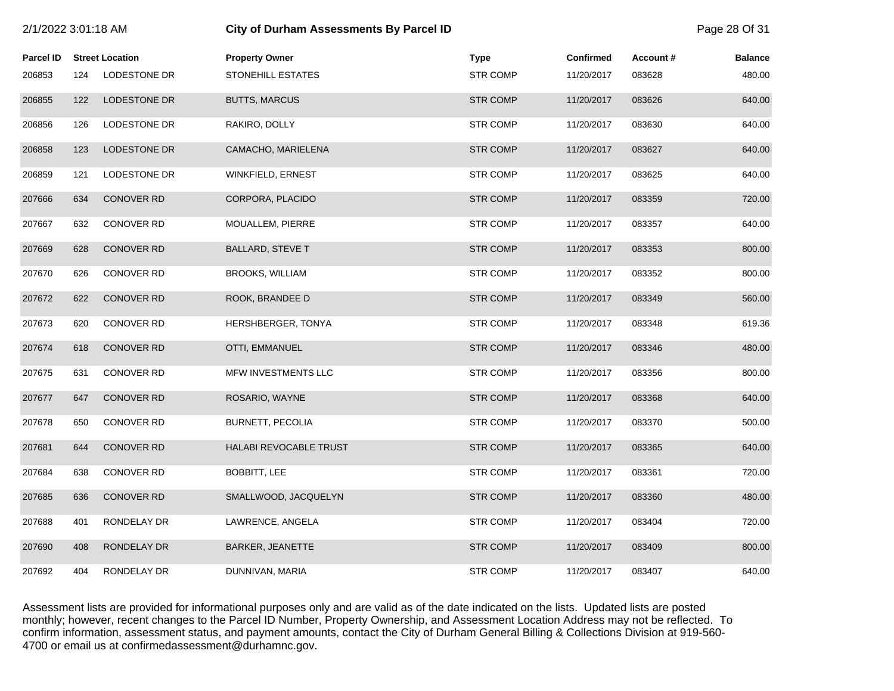# City of Durham Assessments By Parcel ID

2/1/2022 3:01:18 AM

| Parcel ID | Street Location | | Property Owner | Type | Confirmed | Account # | Balance |
|---|---|---|---|---|---|---|---|
| 206853 | 124 | LODESTONE DR | STONEHILL ESTATES | STR COMP | 11/20/2017 | 083628 | 480.00 |
| 206855 | 122 | LODESTONE DR | BUTTS, MARCUS | STR COMP | 11/20/2017 | 083626 | 640.00 |
| 206856 | 126 | LODESTONE DR | RAKIRO, DOLLY | STR COMP | 11/20/2017 | 083630 | 640.00 |
| 206858 | 123 | LODESTONE DR | CAMACHO, MARIELENA | STR COMP | 11/20/2017 | 083627 | 640.00 |
| 206859 | 121 | LODESTONE DR | WINKFIELD, ERNEST | STR COMP | 11/20/2017 | 083625 | 640.00 |
| 207666 | 634 | CONOVER RD | CORPORA, PLACIDO | STR COMP | 11/20/2017 | 083359 | 720.00 |
| 207667 | 632 | CONOVER RD | MOUALLEM, PIERRE | STR COMP | 11/20/2017 | 083357 | 640.00 |
| 207669 | 628 | CONOVER RD | BALLARD, STEVE T | STR COMP | 11/20/2017 | 083353 | 800.00 |
| 207670 | 626 | CONOVER RD | BROOKS, WILLIAM | STR COMP | 11/20/2017 | 083352 | 800.00 |
| 207672 | 622 | CONOVER RD | ROOK, BRANDEE D | STR COMP | 11/20/2017 | 083349 | 560.00 |
| 207673 | 620 | CONOVER RD | HERSHBERGER, TONYA | STR COMP | 11/20/2017 | 083348 | 619.36 |
| 207674 | 618 | CONOVER RD | OTTI, EMMANUEL | STR COMP | 11/20/2017 | 083346 | 480.00 |
| 207675 | 631 | CONOVER RD | MFW INVESTMENTS LLC | STR COMP | 11/20/2017 | 083356 | 800.00 |
| 207677 | 647 | CONOVER RD | ROSARIO, WAYNE | STR COMP | 11/20/2017 | 083368 | 640.00 |
| 207678 | 650 | CONOVER RD | BURNETT, PECOLIA | STR COMP | 11/20/2017 | 083370 | 500.00 |
| 207681 | 644 | CONOVER RD | HALABI REVOCABLE TRUST | STR COMP | 11/20/2017 | 083365 | 640.00 |
| 207684 | 638 | CONOVER RD | BOBBITT, LEE | STR COMP | 11/20/2017 | 083361 | 720.00 |
| 207685 | 636 | CONOVER RD | SMALLWOOD, JACQUELYN | STR COMP | 11/20/2017 | 083360 | 480.00 |
| 207688 | 401 | RONDELAY DR | LAWRENCE, ANGELA | STR COMP | 11/20/2017 | 083404 | 720.00 |
| 207690 | 408 | RONDELAY DR | BARKER, JEANETTE | STR COMP | 11/20/2017 | 083409 | 800.00 |
| 207692 | 404 | RONDELAY DR | DUNNIVAN, MARIA | STR COMP | 11/20/2017 | 083407 | 640.00 |

Assessment lists are provided for informational purposes only and are valid as of the date indicated on the lists. Updated lists are posted monthly; however, recent changes to the Parcel ID Number, Property Ownership, and Assessment Location Address may not be reflected. To confirm information, assessment status, and payment amounts, contact the City of Durham General Billing & Collections Division at 919-560-4700 or email us at confirmedassessment@durhamnc.gov.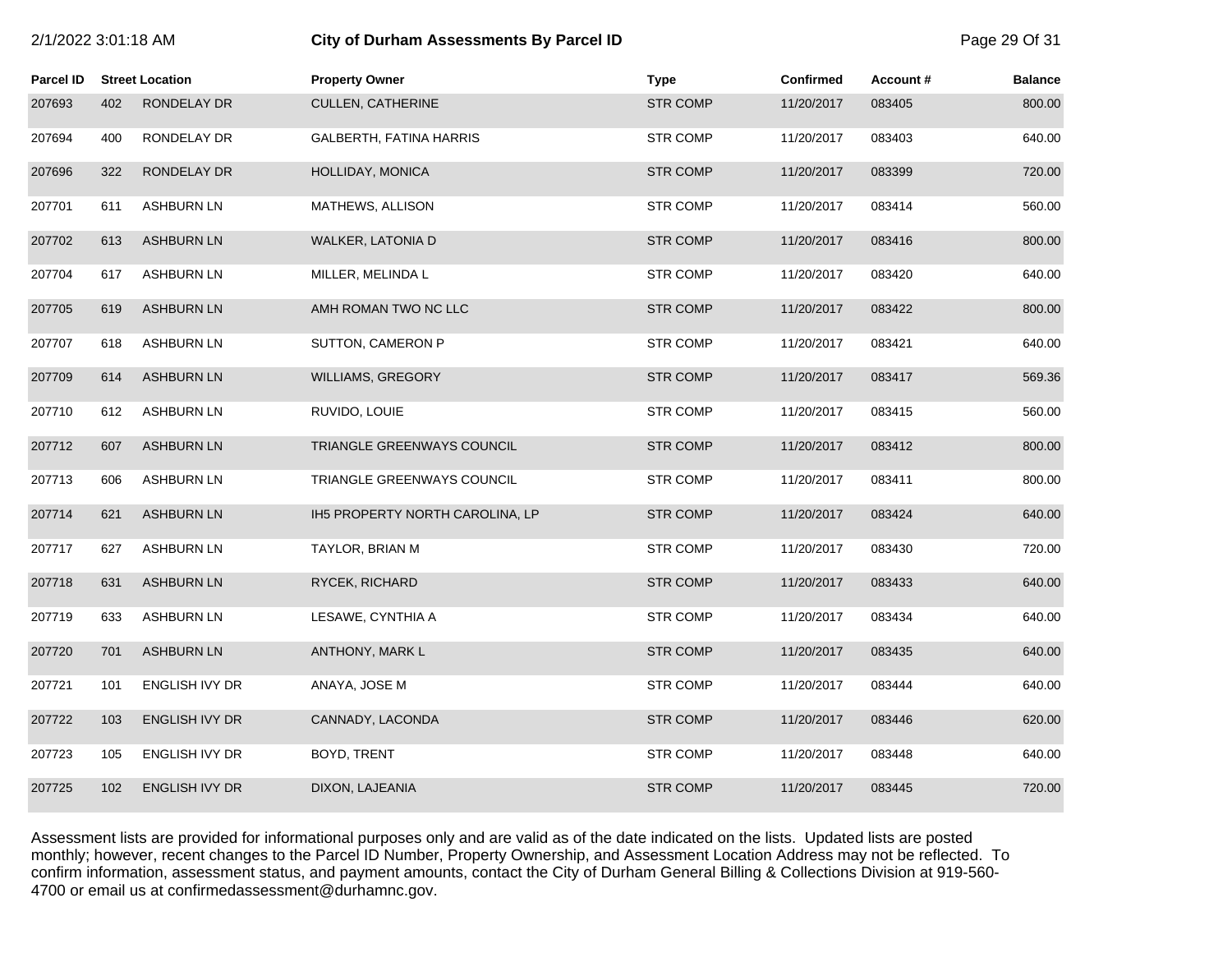# City of Durham Assessments By Parcel ID

2/1/2022 3:01:18 AM

| Parcel ID | Street Location | | Property Owner | Type | Confirmed | Account # | Balance |
|---|---|---|---|---|---|---|---|
| 207693 | 402 | RONDELAY DR | CULLEN, CATHERINE | STR COMP | 11/20/2017 | 083405 | 800.00 |
| 207694 | 400 | RONDELAY DR | GALBERTH, FATINA HARRIS | STR COMP | 11/20/2017 | 083403 | 640.00 |
| 207696 | 322 | RONDELAY DR | HOLLIDAY, MONICA | STR COMP | 11/20/2017 | 083399 | 720.00 |
| 207701 | 611 | ASHBURN LN | MATHEWS, ALLISON | STR COMP | 11/20/2017 | 083414 | 560.00 |
| 207702 | 613 | ASHBURN LN | WALKER, LATONIA D | STR COMP | 11/20/2017 | 083416 | 800.00 |
| 207704 | 617 | ASHBURN LN | MILLER, MELINDA L | STR COMP | 11/20/2017 | 083420 | 640.00 |
| 207705 | 619 | ASHBURN LN | AMH ROMAN TWO NC LLC | STR COMP | 11/20/2017 | 083422 | 800.00 |
| 207707 | 618 | ASHBURN LN | SUTTON, CAMERON P | STR COMP | 11/20/2017 | 083421 | 640.00 |
| 207709 | 614 | ASHBURN LN | WILLIAMS, GREGORY | STR COMP | 11/20/2017 | 083417 | 569.36 |
| 207710 | 612 | ASHBURN LN | RUVIDO, LOUIE | STR COMP | 11/20/2017 | 083415 | 560.00 |
| 207712 | 607 | ASHBURN LN | TRIANGLE GREENWAYS COUNCIL | STR COMP | 11/20/2017 | 083412 | 800.00 |
| 207713 | 606 | ASHBURN LN | TRIANGLE GREENWAYS COUNCIL | STR COMP | 11/20/2017 | 083411 | 800.00 |
| 207714 | 621 | ASHBURN LN | IH5 PROPERTY NORTH CAROLINA, LP | STR COMP | 11/20/2017 | 083424 | 640.00 |
| 207717 | 627 | ASHBURN LN | TAYLOR, BRIAN M | STR COMP | 11/20/2017 | 083430 | 720.00 |
| 207718 | 631 | ASHBURN LN | RYCEK, RICHARD | STR COMP | 11/20/2017 | 083433 | 640.00 |
| 207719 | 633 | ASHBURN LN | LESAWE, CYNTHIA A | STR COMP | 11/20/2017 | 083434 | 640.00 |
| 207720 | 701 | ASHBURN LN | ANTHONY, MARK L | STR COMP | 11/20/2017 | 083435 | 640.00 |
| 207721 | 101 | ENGLISH IVY DR | ANAYA, JOSE M | STR COMP | 11/20/2017 | 083444 | 640.00 |
| 207722 | 103 | ENGLISH IVY DR | CANNADY, LACONDA | STR COMP | 11/20/2017 | 083446 | 620.00 |
| 207723 | 105 | ENGLISH IVY DR | BOYD, TRENT | STR COMP | 11/20/2017 | 083448 | 640.00 |
| 207725 | 102 | ENGLISH IVY DR | DIXON, LAJEANIA | STR COMP | 11/20/2017 | 083445 | 720.00 |

Assessment lists are provided for informational purposes only and are valid as of the date indicated on the lists. Updated lists are posted monthly; however, recent changes to the Parcel ID Number, Property Ownership, and Assessment Location Address may not be reflected. To confirm information, assessment status, and payment amounts, contact the City of Durham General Billing & Collections Division at 919-560-4700 or email us at confirmedassessment@durhamnc.gov.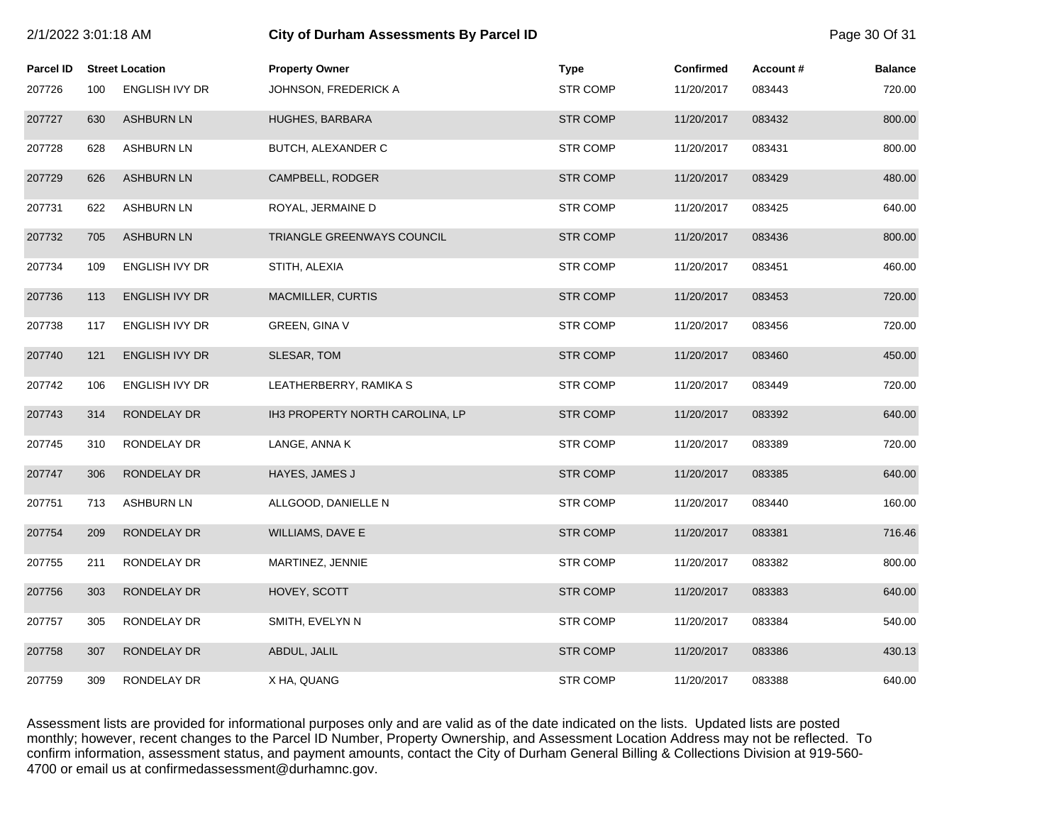# City of Durham Assessments By Parcel ID

| Parcel ID | Street Location | | Property Owner | Type | Confirmed | Account # | Balance |
|---|---|---|---|---|---|---|---|
| 207726 | 100 | ENGLISH IVY DR | JOHNSON, FREDERICK A | STR COMP | 11/20/2017 | 083443 | 720.00 |
| 207727 | 630 | ASHBURN LN | HUGHES, BARBARA | STR COMP | 11/20/2017 | 083432 | 800.00 |
| 207728 | 628 | ASHBURN LN | BUTCH, ALEXANDER C | STR COMP | 11/20/2017 | 083431 | 800.00 |
| 207729 | 626 | ASHBURN LN | CAMPBELL, RODGER | STR COMP | 11/20/2017 | 083429 | 480.00 |
| 207731 | 622 | ASHBURN LN | ROYAL, JERMAINE D | STR COMP | 11/20/2017 | 083425 | 640.00 |
| 207732 | 705 | ASHBURN LN | TRIANGLE GREENWAYS COUNCIL | STR COMP | 11/20/2017 | 083436 | 800.00 |
| 207734 | 109 | ENGLISH IVY DR | STITH, ALEXIA | STR COMP | 11/20/2017 | 083451 | 460.00 |
| 207736 | 113 | ENGLISH IVY DR | MACMILLER, CURTIS | STR COMP | 11/20/2017 | 083453 | 720.00 |
| 207738 | 117 | ENGLISH IVY DR | GREEN, GINA V | STR COMP | 11/20/2017 | 083456 | 720.00 |
| 207740 | 121 | ENGLISH IVY DR | SLESAR, TOM | STR COMP | 11/20/2017 | 083460 | 450.00 |
| 207742 | 106 | ENGLISH IVY DR | LEATHERBERRY, RAMIKA S | STR COMP | 11/20/2017 | 083449 | 720.00 |
| 207743 | 314 | RONDELAY DR | IH3 PROPERTY NORTH CAROLINA, LP | STR COMP | 11/20/2017 | 083392 | 640.00 |
| 207745 | 310 | RONDELAY DR | LANGE, ANNA K | STR COMP | 11/20/2017 | 083389 | 720.00 |
| 207747 | 306 | RONDELAY DR | HAYES, JAMES J | STR COMP | 11/20/2017 | 083385 | 640.00 |
| 207751 | 713 | ASHBURN LN | ALLGOOD, DANIELLE N | STR COMP | 11/20/2017 | 083440 | 160.00 |
| 207754 | 209 | RONDELAY DR | WILLIAMS, DAVE E | STR COMP | 11/20/2017 | 083381 | 716.46 |
| 207755 | 211 | RONDELAY DR | MARTINEZ, JENNIE | STR COMP | 11/20/2017 | 083382 | 800.00 |
| 207756 | 303 | RONDELAY DR | HOVEY, SCOTT | STR COMP | 11/20/2017 | 083383 | 640.00 |
| 207757 | 305 | RONDELAY DR | SMITH, EVELYN N | STR COMP | 11/20/2017 | 083384 | 540.00 |
| 207758 | 307 | RONDELAY DR | ABDUL, JALIL | STR COMP | 11/20/2017 | 083386 | 430.13 |
| 207759 | 309 | RONDELAY DR | X HA, QUANG | STR COMP | 11/20/2017 | 083388 | 640.00 |

Assessment lists are provided for informational purposes only and are valid as of the date indicated on the lists. Updated lists are posted monthly; however, recent changes to the Parcel ID Number, Property Ownership, and Assessment Location Address may not be reflected. To confirm information, assessment status, and payment amounts, contact the City of Durham General Billing & Collections Division at 919-560-4700 or email us at confirmedassessment@durhamnc.gov.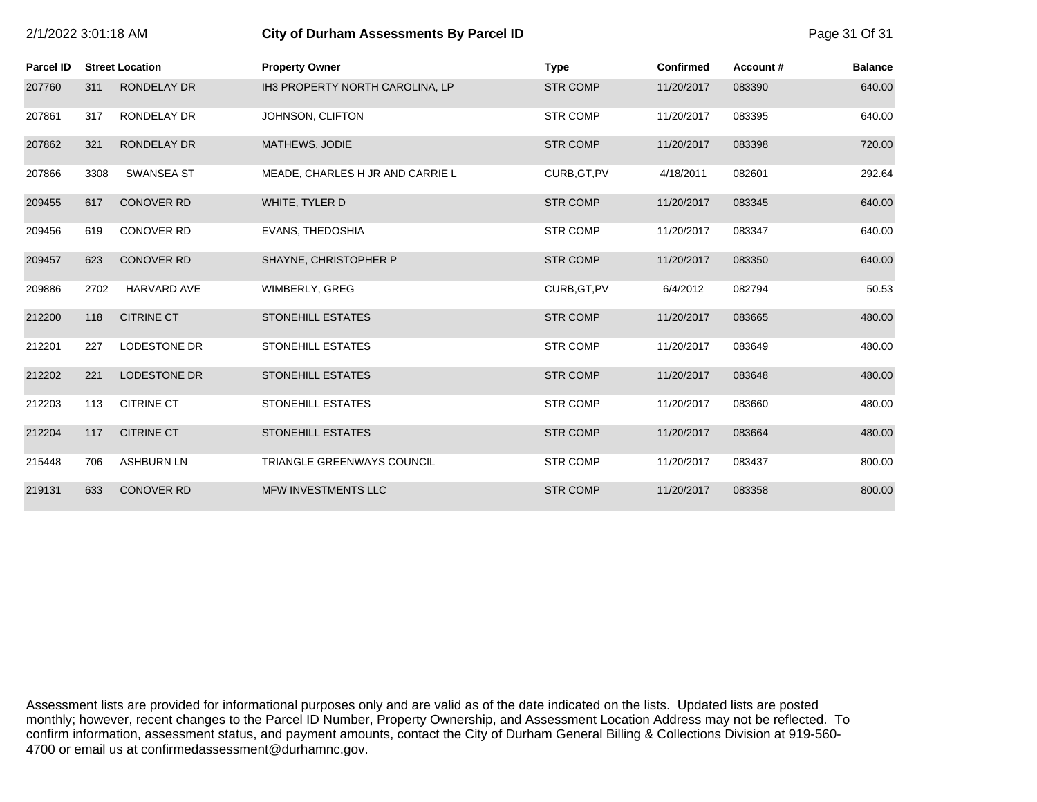| Parcel ID | Street Location | | Property Owner | Type | Confirmed | Account # | Balance |
|---|---|---|---|---|---|---|---|
| 207760 | 311 | RONDELAY DR | IH3 PROPERTY NORTH CAROLINA, LP | STR COMP | 11/20/2017 | 083390 | 640.00 |
| 207861 | 317 | RONDELAY DR | JOHNSON, CLIFTON | STR COMP | 11/20/2017 | 083395 | 640.00 |
| 207862 | 321 | RONDELAY DR | MATHEWS, JODIE | STR COMP | 11/20/2017 | 083398 | 720.00 |
| 207866 | 3308 | SWANSEA ST | MEADE, CHARLES H JR AND CARRIE L | CURB,GT,PV | 4/18/2011 | 082601 | 292.64 |
| 209455 | 617 | CONOVER RD | WHITE, TYLER D | STR COMP | 11/20/2017 | 083345 | 640.00 |
| 209456 | 619 | CONOVER RD | EVANS, THEDOSHIA | STR COMP | 11/20/2017 | 083347 | 640.00 |
| 209457 | 623 | CONOVER RD | SHAYNE, CHRISTOPHER P | STR COMP | 11/20/2017 | 083350 | 640.00 |
| 209886 | 2702 | HARVARD AVE | WIMBERLY, GREG | CURB,GT,PV | 6/4/2012 | 082794 | 50.53 |
| 212200 | 118 | CITRINE CT | STONEHILL ESTATES | STR COMP | 11/20/2017 | 083665 | 480.00 |
| 212201 | 227 | LODESTONE DR | STONEHILL ESTATES | STR COMP | 11/20/2017 | 083649 | 480.00 |
| 212202 | 221 | LODESTONE DR | STONEHILL ESTATES | STR COMP | 11/20/2017 | 083648 | 480.00 |
| 212203 | 113 | CITRINE CT | STONEHILL ESTATES | STR COMP | 11/20/2017 | 083660 | 480.00 |
| 212204 | 117 | CITRINE CT | STONEHILL ESTATES | STR COMP | 11/20/2017 | 083664 | 480.00 |
| 215448 | 706 | ASHBURN LN | TRIANGLE GREENWAYS COUNCIL | STR COMP | 11/20/2017 | 083437 | 800.00 |
| 219131 | 633 | CONOVER RD | MFW INVESTMENTS LLC | STR COMP | 11/20/2017 | 083358 | 800.00 |

Assessment lists are provided for informational purposes only and are valid as of the date indicated on the lists. Updated lists are posted monthly; however, recent changes to the Parcel ID Number, Property Ownership, and Assessment Location Address may not be reflected. To confirm information, assessment status, and payment amounts, contact the City of Durham General Billing & Collections Division at 919-560-4700 or email us at confirmedassessment@durhamnc.gov.